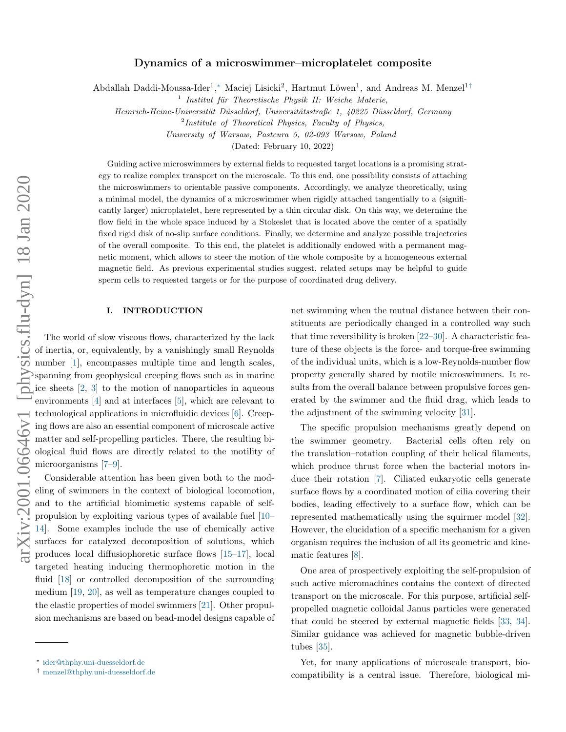# Dynamics of a microswimmer–microplatelet composite

Abdallah Daddi-Moussa-Ider[1,*], Maciej Lisicki[2], Hartmut Löwen[1], and Andreas M. Menzel[1†]

[1] *Institut für Theoretische Physik II: Weiche Materie, Heinrich-Heine-Universität Düsseldorf, Universitätsstraße 1, 40225 Düsseldorf, Germany*

[2] *Institute of Theoretical Physics, Faculty of Physics, University of Warsaw, Pasteura 5, 02-093 Warsaw, Poland*

(Dated: February 10, 2022)

Guiding active microswimmers by external fields to requested target locations is a promising strategy to realize complex transport on the microscale. To this end, one possibility consists of attaching the microswimmers to orientable passive components. Accordingly, we analyze theoretically, using a minimal model, the dynamics of a microswimmer when rigidly attached tangentially to a (significantly larger) microplatelet, here represented by a thin circular disk. On this way, we determine the flow field in the whole space induced by a Stokeslet that is located above the center of a spatially fixed rigid disk of no-slip surface conditions. Finally, we determine and analyze possible trajectories of the overall composite. To this end, the platelet is additionally endowed with a permanent magnetic moment, which allows to steer the motion of the whole composite by a homogeneous external magnetic field. As previous experimental studies suggest, related setups may be helpful to guide sperm cells to requested targets or for the purpose of coordinated drug delivery.

## I. INTRODUCTION

The world of slow viscous flows, characterized by the lack of inertia, or, equivalently, by a vanishingly small Reynolds number [1], encompasses multiple time and length scales, spanning from geophysical creeping flows such as in marine ice sheets [2, 3] to the motion of nanoparticles in aqueous environments [4] and at interfaces [5], which are relevant to technological applications in microfluidic devices [6]. Creeping flows are also an essential component of microscale active matter and self-propelling particles. There, the resulting biological fluid flows are directly related to the motility of microorganisms [7–9].

Considerable attention has been given both to the modeling of swimmers in the context of biological locomotion, and to the artificial biomimetic systems capable of self-propulsion by exploiting various types of available fuel [10–14]. Some examples include the use of chemically active surfaces for catalyzed decomposition of solutions, which produces local diffusiophoretic surface flows [15–17], local targeted heating inducing thermophoretic motion in the fluid [18] or controlled decomposition of the surrounding medium [19, 20], as well as temperature changes coupled to the elastic properties of model swimmers [21]. Other propulsion mechanisms are based on bead-model designs capable of net swimming when the mutual distance between their constituents are periodically changed in a controlled way such that time reversibility is broken [22–30]. A characteristic feature of these objects is the force- and torque-free swimming of the individual units, which is a low-Reynolds-number flow property generally shared by motile microswimmers. It results from the overall balance between propulsive forces generated by the swimmer and the fluid drag, which leads to the adjustment of the swimming velocity [31].

The specific propulsion mechanisms greatly depend on the swimmer geometry. Bacterial cells often rely on the translation–rotation coupling of their helical filaments, which produce thrust force when the bacterial motors induce their rotation [7]. Ciliated eukaryotic cells generate surface flows by a coordinated motion of cilia covering their bodies, leading effectively to a surface flow, which can be represented mathematically using the squirmer model [32]. However, the elucidation of a specific mechanism for a given organism requires the inclusion of all its geometric and kinematic features [8].

One area of prospectively exploiting the self-propulsion of such active micromachines contains the context of directed transport on the microscale. For this purpose, artificial self-propelled magnetic colloidal Janus particles were generated that could be steered by external magnetic fields [33, 34]. Similar guidance was achieved for magnetic bubble-driven tubes [35].

Yet, for many applications of microscale transport, biocompatibility is a central issue. Therefore, biological mi-

---

* ider@thphy.uni-duesseldorf.de
† menzel@thphy.uni-duesseldorf.de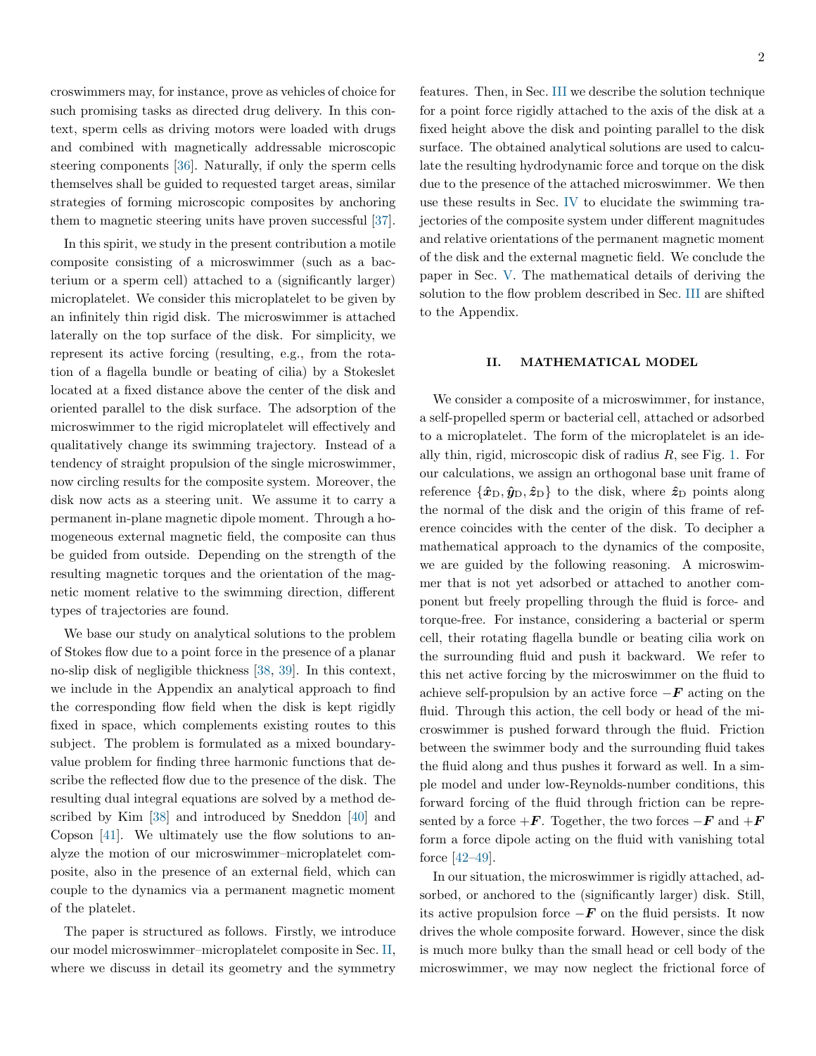croswimmers may, for instance, prove as vehicles of choice for such promising tasks as directed drug delivery. In this context, sperm cells as driving motors were loaded with drugs and combined with magnetically addressable microscopic steering components [36]. Naturally, if only the sperm cells themselves shall be guided to requested target areas, similar strategies of forming microscopic composites by anchoring them to magnetic steering units have proven successful [37].

In this spirit, we study in the present contribution a motile composite consisting of a microswimmer (such as a bacterium or a sperm cell) attached to a (significantly larger) microplatelet. We consider this microplatelet to be given by an infinitely thin rigid disk. The microswimmer is attached laterally on the top surface of the disk. For simplicity, we represent its active forcing (resulting, e.g., from the rotation of a flagella bundle or beating of cilia) by a Stokeslet located at a fixed distance above the center of the disk and oriented parallel to the disk surface. The adsorption of the microswimmer to the rigid microplatelet will effectively and qualitatively change its swimming trajectory. Instead of a tendency of straight propulsion of the single microswimmer, now circling results for the composite system. Moreover, the disk now acts as a steering unit. We assume it to carry a permanent in-plane magnetic dipole moment. Through a homogeneous external magnetic field, the composite can thus be guided from outside. Depending on the strength of the resulting magnetic torques and the orientation of the magnetic moment relative to the swimming direction, different types of trajectories are found.

We base our study on analytical solutions to the problem of Stokes flow due to a point force in the presence of a planar no-slip disk of negligible thickness [38, 39]. In this context, we include in the Appendix an analytical approach to find the corresponding flow field when the disk is kept rigidly fixed in space, which complements existing routes to this subject. The problem is formulated as a mixed boundary-value problem for finding three harmonic functions that describe the reflected flow due to the presence of the disk. The resulting dual integral equations are solved by a method described by Kim [38] and introduced by Sneddon [40] and Copson [41]. We ultimately use the flow solutions to analyze the motion of our microswimmer–microplatelet composite, also in the presence of an external field, which can couple to the dynamics via a permanent magnetic moment of the platelet.

The paper is structured as follows. Firstly, we introduce our model microswimmer–microplatelet composite in Sec. II, where we discuss in detail its geometry and the symmetry features. Then, in Sec. III we describe the solution technique for a point force rigidly attached to the axis of the disk at a fixed height above the disk and pointing parallel to the disk surface. The obtained analytical solutions are used to calculate the resulting hydrodynamic force and torque on the disk due to the presence of the attached microswimmer. We then use these results in Sec. IV to elucidate the swimming trajectories of the composite system under different magnitudes and relative orientations of the permanent magnetic moment of the disk and the external magnetic field. We conclude the paper in Sec. V. The mathematical details of deriving the solution to the flow problem described in Sec. III are shifted to the Appendix.

## II. MATHEMATICAL MODEL

We consider a composite of a microswimmer, for instance, a self-propelled sperm or bacterial cell, attached or adsorbed to a microplatelet. The form of the microplatelet is an ideally thin, rigid, microscopic disk of radius $R$, see Fig. 1. For our calculations, we assign an orthogonal base unit frame of reference $\{\hat{\boldsymbol{x}}_\mathrm{D}, \hat{\boldsymbol{y}}_\mathrm{D}, \hat{\boldsymbol{z}}_\mathrm{D}\}$ to the disk, where $\hat{\boldsymbol{z}}_\mathrm{D}$ points along the normal of the disk and the origin of this frame of reference coincides with the center of the disk. To decipher a mathematical approach to the dynamics of the composite, we are guided by the following reasoning. A microswimmer that is not yet adsorbed or attached to another component but freely propelling through the fluid is force- and torque-free. For instance, considering a bacterial or sperm cell, their rotating flagella bundle or beating cilia work on the surrounding fluid and push it backward. We refer to this net active forcing by the microswimmer on the fluid to achieve self-propulsion by an active force $-\boldsymbol{F}$ acting on the fluid. Through this action, the cell body or head of the microswimmer is pushed forward through the fluid. Friction between the swimmer body and the surrounding fluid takes the fluid along and thus pushes it forward as well. In a simple model and under low-Reynolds-number conditions, this forward forcing of the fluid through friction can be represented by a force $+\boldsymbol{F}$. Together, the two forces $-\boldsymbol{F}$ and $+\boldsymbol{F}$ form a force dipole acting on the fluid with vanishing total force [42–49].

In our situation, the microswimmer is rigidly attached, adsorbed, or anchored to the (significantly larger) disk. Still, its active propulsion force $-\boldsymbol{F}$ on the fluid persists. It now drives the whole composite forward. However, since the disk is much more bulky than the small head or cell body of the microswimmer, we may now neglect the frictional force of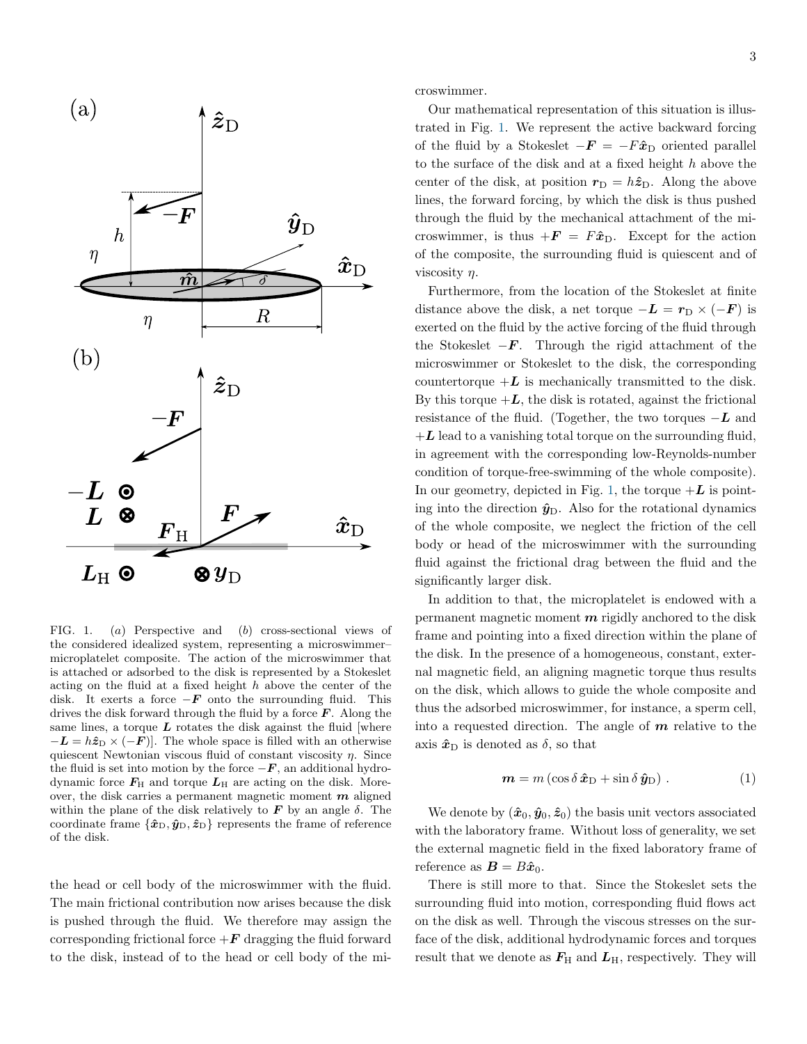FIG. 1. (*a*) Perspective and (*b*) cross-sectional views of the considered idealized system, representing a microswimmer–microplatelet composite. The action of the microswimmer that is attached or adsorbed to the disk is represented by a Stokeslet acting on the fluid at a fixed height $h$ above the center of the disk. It exerts a force $-\boldsymbol{F}$ onto the surrounding fluid. This drives the disk forward through the fluid by a force $\boldsymbol{F}$. Along the same lines, a torque $\boldsymbol{L}$ rotates the disk against the fluid [where $-\boldsymbol{L} = h\hat{\boldsymbol{z}}_{\mathrm{D}} \times (-\boldsymbol{F})$]. The whole space is filled with an otherwise quiescent Newtonian viscous fluid of constant viscosity $\eta$. Since the fluid is set into motion by the force $-\boldsymbol{F}$, an additional hydrodynamic force $\boldsymbol{F}_{\mathrm{H}}$ and torque $\boldsymbol{L}_{\mathrm{H}}$ are acting on the disk. Moreover, the disk carries a permanent magnetic moment $\boldsymbol{m}$ aligned within the plane of the disk relatively to $\boldsymbol{F}$ by an angle $\delta$. The coordinate frame $\{\hat{\boldsymbol{x}}_{\mathrm{D}}, \hat{\boldsymbol{y}}_{\mathrm{D}}, \hat{\boldsymbol{z}}_{\mathrm{D}}\}$ represents the frame of reference of the disk.

the head or cell body of the microswimmer with the fluid. The main frictional contribution now arises because the disk is pushed through the fluid. We therefore may assign the corresponding frictional force $+\boldsymbol{F}$ dragging the fluid forward to the disk, instead of to the head or cell body of the microswimmer.

Our mathematical representation of this situation is illustrated in Fig. 1. We represent the active backward forcing of the fluid by a Stokeslet $-\boldsymbol{F} = -F\hat{\boldsymbol{x}}_{\mathrm{D}}$ oriented parallel to the surface of the disk and at a fixed height $h$ above the center of the disk, at position $\boldsymbol{r}_{\mathrm{D}} = h\hat{\boldsymbol{z}}_{\mathrm{D}}$. Along the above lines, the forward forcing, by which the disk is thus pushed through the fluid by the mechanical attachment of the microswimmer, is thus $+\boldsymbol{F} = F\hat{\boldsymbol{x}}_{\mathrm{D}}$. Except for the action of the composite, the surrounding fluid is quiescent and of viscosity $\eta$.

Furthermore, from the location of the Stokeslet at finite distance above the disk, a net torque $-\boldsymbol{L} = \boldsymbol{r}_{\mathrm{D}} \times (-\boldsymbol{F})$ is exerted on the fluid by the active forcing of the fluid through the Stokeslet $-\boldsymbol{F}$. Through the rigid attachment of the microswimmer or Stokeslet to the disk, the corresponding countertorque $+\boldsymbol{L}$ is mechanically transmitted to the disk. By this torque $+\boldsymbol{L}$, the disk is rotated, against the frictional resistance of the fluid. (Together, the two torques $-\boldsymbol{L}$ and $+\boldsymbol{L}$ lead to a vanishing total torque on the surrounding fluid, in agreement with the corresponding low-Reynolds-number condition of torque-free-swimming of the whole composite). In our geometry, depicted in Fig. 1, the torque $+\boldsymbol{L}$ is pointing into the direction $\hat{\boldsymbol{y}}_{\mathrm{D}}$. Also for the rotational dynamics of the whole composite, we neglect the friction of the cell body or head of the microswimmer with the surrounding fluid against the frictional drag between the fluid and the significantly larger disk.

In addition to that, the microplatelet is endowed with a permanent magnetic moment $\boldsymbol{m}$ rigidly anchored to the disk frame and pointing into a fixed direction within the plane of the disk. In the presence of a homogeneous, constant, external magnetic field, an aligning magnetic torque thus results on the disk, which allows to guide the whole composite and thus the adsorbed microswimmer, for instance, a sperm cell, into a requested direction. The angle of $\boldsymbol{m}$ relative to the axis $\hat{\boldsymbol{x}}_{\mathrm{D}}$ is denoted as $\delta$, so that

$$\boldsymbol{m} = m\left(\cos\delta\,\hat{\boldsymbol{x}}_{\mathrm{D}} + \sin\delta\,\hat{\boldsymbol{y}}_{\mathrm{D}}\right). \tag{1}$$

We denote by $(\hat{\boldsymbol{x}}_0, \hat{\boldsymbol{y}}_0, \hat{\boldsymbol{z}}_0)$ the basis unit vectors associated with the laboratory frame. Without loss of generality, we set the external magnetic field in the fixed laboratory frame of reference as $\boldsymbol{B} = B\hat{\boldsymbol{x}}_0$.

There is still more to that. Since the Stokeslet sets the surrounding fluid into motion, corresponding fluid flows act on the disk as well. Through the viscous stresses on the surface of the disk, additional hydrodynamic forces and torques result that we denote as $\boldsymbol{F}_{\mathrm{H}}$ and $\boldsymbol{L}_{\mathrm{H}}$, respectively. They will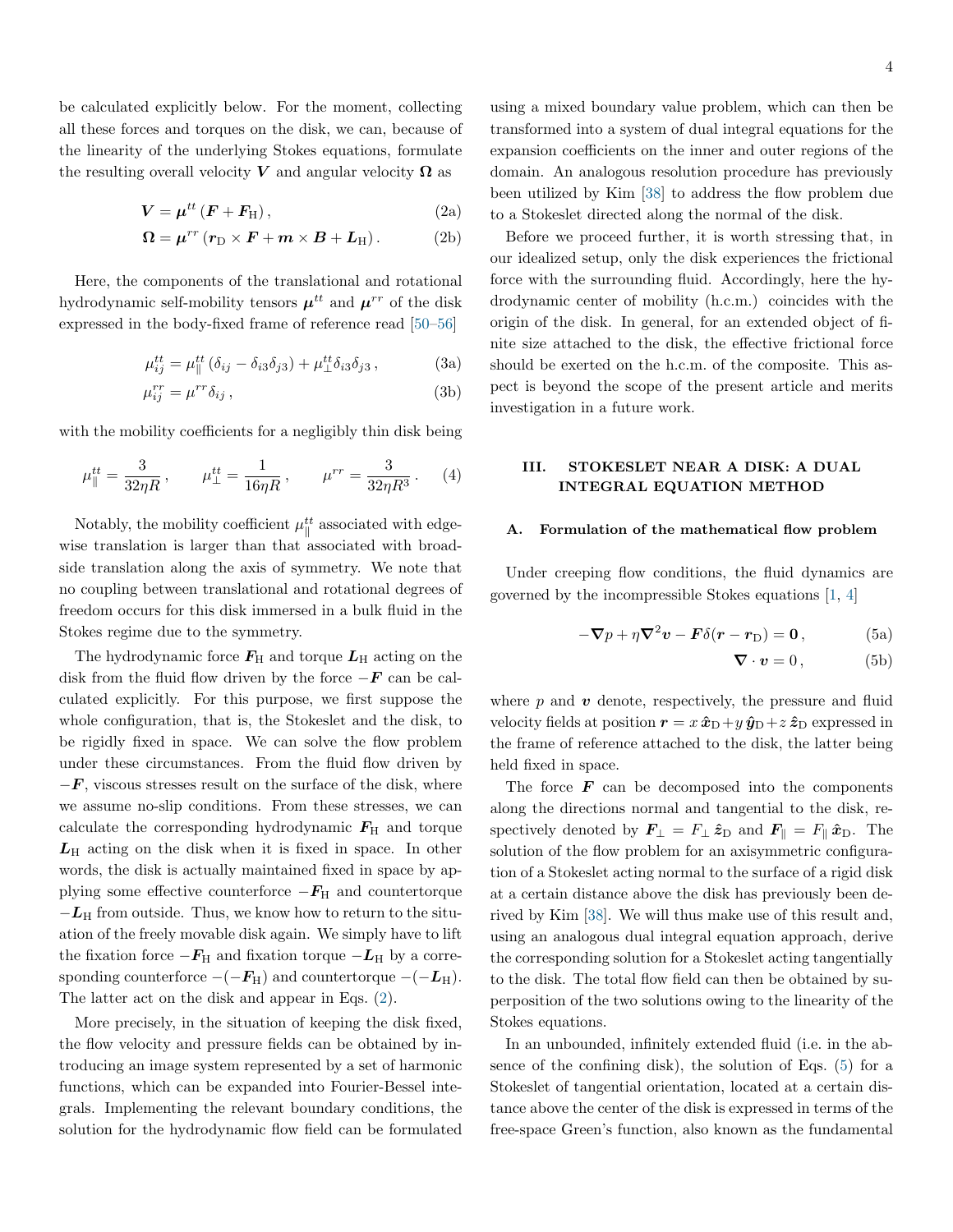be calculated explicitly below. For the moment, collecting all these forces and torques on the disk, we can, because of the linearity of the underlying Stokes equations, formulate the resulting overall velocity $\boldsymbol{V}$ and angular velocity $\boldsymbol{\Omega}$ as

$$\boldsymbol{V} = \boldsymbol{\mu}^{tt} \left( \boldsymbol{F} + \boldsymbol{F}_\mathrm{H} \right), \tag{2a}$$

$$\boldsymbol{\Omega} = \boldsymbol{\mu}^{rr} \left( \boldsymbol{r}_\mathrm{D} \times \boldsymbol{F} + \boldsymbol{m} \times \boldsymbol{B} + \boldsymbol{L}_\mathrm{H} \right). \tag{2b}$$

Here, the components of the translational and rotational hydrodynamic self-mobility tensors $\boldsymbol{\mu}^{tt}$ and $\boldsymbol{\mu}^{rr}$ of the disk expressed in the body-fixed frame of reference read [50–56]

$$\mu_{ij}^{tt} = \mu_\parallel^{tt} \left( \delta_{ij} - \delta_{i3}\delta_{j3} \right) + \mu_\perp^{tt} \delta_{i3}\delta_{j3} \, , \tag{3a}$$

$$\mu_{ij}^{rr} = \mu^{rr} \delta_{ij} \, , \tag{3b}$$

with the mobility coefficients for a negligibly thin disk being

$$\mu_\parallel^{tt} = \frac{3}{32\eta R} \, , \qquad \mu_\perp^{tt} = \frac{1}{16\eta R} \, , \qquad \mu^{rr} = \frac{3}{32\eta R^3} \, . \tag{4}$$

Notably, the mobility coefficient $\mu_\parallel^{tt}$ associated with edgewise translation is larger than that associated with broadside translation along the axis of symmetry. We note that no coupling between translational and rotational degrees of freedom occurs for this disk immersed in a bulk fluid in the Stokes regime due to the symmetry.

The hydrodynamic force $\boldsymbol{F}_\mathrm{H}$ and torque $\boldsymbol{L}_\mathrm{H}$ acting on the disk from the fluid flow driven by the force $-\boldsymbol{F}$ can be calculated explicitly. For this purpose, we first suppose the whole configuration, that is, the Stokeslet and the disk, to be rigidly fixed in space. We can solve the flow problem under these circumstances. From the fluid flow driven by $-\boldsymbol{F}$, viscous stresses result on the surface of the disk, where we assume no-slip conditions. From these stresses, we can calculate the corresponding hydrodynamic $\boldsymbol{F}_\mathrm{H}$ and torque $\boldsymbol{L}_\mathrm{H}$ acting on the disk when it is fixed in space. In other words, the disk is actually maintained fixed in space by applying some effective counterforce $-\boldsymbol{F}_\mathrm{H}$ and countertorque $-\boldsymbol{L}_\mathrm{H}$ from outside. Thus, we know how to return to the situation of the freely movable disk again. We simply have to lift the fixation force $-\boldsymbol{F}_\mathrm{H}$ and fixation torque $-\boldsymbol{L}_\mathrm{H}$ by a corresponding counterforce $-(-\boldsymbol{F}_\mathrm{H})$ and countertorque $-(-\boldsymbol{L}_\mathrm{H})$. The latter act on the disk and appear in Eqs. (2).

More precisely, in the situation of keeping the disk fixed, the flow velocity and pressure fields can be obtained by introducing an image system represented by a set of harmonic functions, which can be expanded into Fourier-Bessel integrals. Implementing the relevant boundary conditions, the solution for the hydrodynamic flow field can be formulated using a mixed boundary value problem, which can then be transformed into a system of dual integral equations for the expansion coefficients on the inner and outer regions of the domain. An analogous resolution procedure has previously been utilized by Kim [38] to address the flow problem due to a Stokeslet directed along the normal of the disk.

Before we proceed further, it is worth stressing that, in our idealized setup, only the disk experiences the frictional force with the surrounding fluid. Accordingly, here the hydrodynamic center of mobility (h.c.m.) coincides with the origin of the disk. In general, for an extended object of finite size attached to the disk, the effective frictional force should be exerted on the h.c.m. of the composite. This aspect is beyond the scope of the present article and merits investigation in a future work.

## III. STOKESLET NEAR A DISK: A DUAL INTEGRAL EQUATION METHOD

### A. Formulation of the mathematical flow problem

Under creeping flow conditions, the fluid dynamics are governed by the incompressible Stokes equations [1, 4]

$$-\boldsymbol{\nabla} p + \eta \boldsymbol{\nabla}^2 \boldsymbol{v} - \boldsymbol{F} \delta(\boldsymbol{r} - \boldsymbol{r}_\mathrm{D}) = \boldsymbol{0} \, , \tag{5a}$$

$$\boldsymbol{\nabla} \cdot \boldsymbol{v} = 0 \, , \tag{5b}$$

where $p$ and $\boldsymbol{v}$ denote, respectively, the pressure and fluid velocity fields at position $\boldsymbol{r} = x\, \hat{\boldsymbol{x}}_\mathrm{D} + y\, \hat{\boldsymbol{y}}_\mathrm{D} + z\, \hat{\boldsymbol{z}}_\mathrm{D}$ expressed in the frame of reference attached to the disk, the latter being held fixed in space.

The force $\boldsymbol{F}$ can be decomposed into the components along the directions normal and tangential to the disk, respectively denoted by $\boldsymbol{F}_\perp = F_\perp \, \hat{\boldsymbol{z}}_\mathrm{D}$ and $\boldsymbol{F}_\parallel = F_\parallel \, \hat{\boldsymbol{x}}_\mathrm{D}$. The solution of the flow problem for an axisymmetric configuration of a Stokeslet acting normal to the surface of a rigid disk at a certain distance above the disk has previously been derived by Kim [38]. We will thus make use of this result and, using an analogous dual integral equation approach, derive the corresponding solution for a Stokeslet acting tangentially to the disk. The total flow field can then be obtained by superposition of the two solutions owing to the linearity of the Stokes equations.

In an unbounded, infinitely extended fluid (i.e. in the absence of the confining disk), the solution of Eqs. (5) for a Stokeslet of tangential orientation, located at a certain distance above the center of the disk is expressed in terms of the free-space Green's function, also known as the fundamental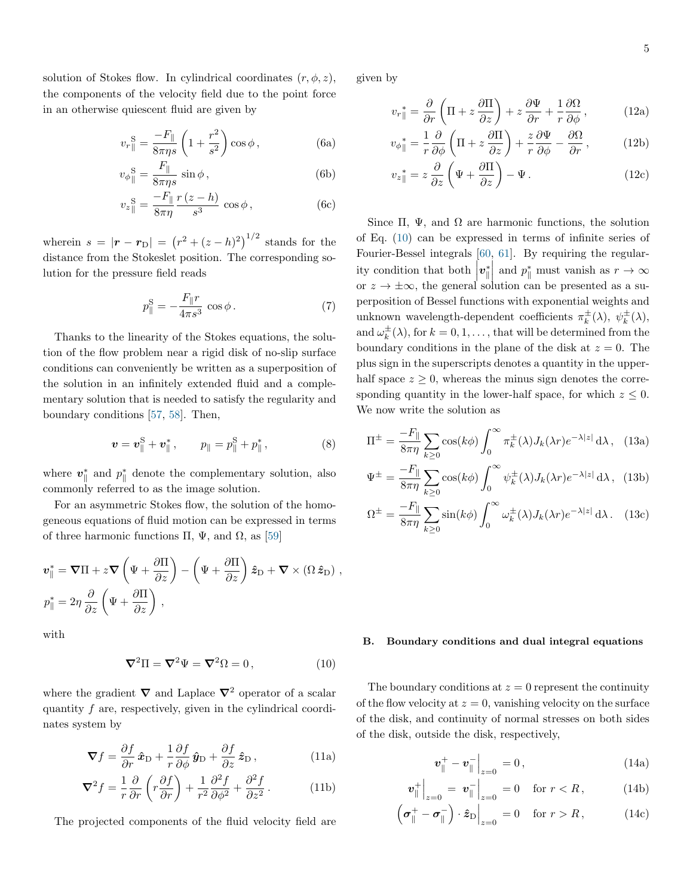solution of Stokes flow. In cylindrical coordinates $(r, \phi, z)$, the components of the velocity field due to the point force in an otherwise quiescent fluid are given by

$$
{v_r}_\parallel^{\mathrm{S}} = \frac{-F_\parallel}{8\pi\eta s} \left(1 + \frac{r^2}{s^2}\right) \cos\phi \, , \tag{6a}
$$

$$
{v_\phi}_\parallel^{\mathrm{S}} = \frac{F_\parallel}{8\pi\eta s} \, \sin\phi \, , \tag{6b}
$$

$$
{v_z}_\parallel^{\mathrm{S}} = \frac{-F_\parallel}{8\pi\eta} \frac{r\,(z-h)}{s^3} \, \cos\phi \, , \tag{6c}
$$

wherein $s = |\boldsymbol{r} - \boldsymbol{r}_\mathrm{D}| = \left(r^2 + (z-h)^2\right)^{1/2}$ stands for the distance from the Stokeslet position. The corresponding solution for the pressure field reads

$$
p_\parallel^{\mathrm{S}} = -\frac{F_\parallel r}{4\pi s^3} \, \cos\phi \, . \tag{7}
$$

Thanks to the linearity of the Stokes equations, the solution of the flow problem near a rigid disk of no-slip surface conditions can conveniently be written as a superposition of the solution in an infinitely extended fluid and a complementary solution that is needed to satisfy the regularity and boundary conditions [57, 58]. Then,

$$
\boldsymbol{v} = \boldsymbol{v}_\parallel^{\mathrm{S}} + \boldsymbol{v}_\parallel^* \, , \qquad p_\parallel = p_\parallel^{\mathrm{S}} + p_\parallel^* \, , \tag{8}
$$

where $\boldsymbol{v}_\parallel^*$ and $p_\parallel^*$ denote the complementary solution, also commonly referred to as the image solution.

For an asymmetric Stokes flow, the solution of the homogeneous equations of fluid motion can be expressed in terms of three harmonic functions $\Pi$, $\Psi$, and $\Omega$, as [59]

$$
\boldsymbol{v}_\parallel^* = \boldsymbol{\nabla}\Pi + z\boldsymbol{\nabla}\left(\Psi + \frac{\partial \Pi}{\partial z}\right) - \left(\Psi + \frac{\partial \Pi}{\partial z}\right)\hat{\boldsymbol{z}}_\mathrm{D} + \boldsymbol{\nabla}\times\left(\Omega\,\hat{\boldsymbol{z}}_\mathrm{D}\right) \, ,
$$

$$
p_\parallel^* = 2\eta\,\frac{\partial}{\partial z}\left(\Psi + \frac{\partial \Pi}{\partial z}\right) \, ,
$$

with

$$
\boldsymbol{\nabla}^2\Pi = \boldsymbol{\nabla}^2\Psi = \boldsymbol{\nabla}^2\Omega = 0 \, , \tag{10}
$$

where the gradient $\boldsymbol{\nabla}$ and Laplace $\boldsymbol{\nabla}^2$ operator of a scalar quantity $f$ are, respectively, given in the cylindrical coordinates system by

$$
\boldsymbol{\nabla} f = \frac{\partial f}{\partial r}\,\hat{\boldsymbol{x}}_\mathrm{D} + \frac{1}{r}\frac{\partial f}{\partial \phi}\,\hat{\boldsymbol{y}}_\mathrm{D} + \frac{\partial f}{\partial z}\,\hat{\boldsymbol{z}}_\mathrm{D} \, , \tag{11a}
$$

$$
\boldsymbol{\nabla}^2 f = \frac{1}{r}\frac{\partial}{\partial r}\left(r\frac{\partial f}{\partial r}\right) + \frac{1}{r^2}\frac{\partial^2 f}{\partial \phi^2} + \frac{\partial^2 f}{\partial z^2} \, . \tag{11b}
$$

The projected components of the fluid velocity field are given by

$$
{v_r}_\parallel^* = \frac{\partial}{\partial r}\left(\Pi + z\,\frac{\partial \Pi}{\partial z}\right) + z\,\frac{\partial \Psi}{\partial r} + \frac{1}{r}\frac{\partial \Omega}{\partial \phi} \, , \tag{12a}
$$

$$
{v_\phi}_\parallel^* = \frac{1}{r}\frac{\partial}{\partial \phi}\left(\Pi + z\,\frac{\partial \Pi}{\partial z}\right) + \frac{z}{r}\frac{\partial \Psi}{\partial \phi} - \frac{\partial \Omega}{\partial r} \, , \tag{12b}
$$

$$
{v_z}_\parallel^* = z\,\frac{\partial}{\partial z}\left(\Psi + \frac{\partial \Pi}{\partial z}\right) - \Psi \, . \tag{12c}
$$

Since $\Pi$, $\Psi$, and $\Omega$ are harmonic functions, the solution of Eq. (10) can be expressed in terms of infinite series of Fourier-Bessel integrals [60, 61]. By requiring the regularity condition that both $\left|\boldsymbol{v}_\parallel^*\right|$ and $p_\parallel^*$ must vanish as $r \to \infty$ or $z \to \pm\infty$, the general solution can be presented as a superposition of Bessel functions with exponential weights and unknown wavelength-dependent coefficients $\pi_k^\pm(\lambda)$, $\psi_k^\pm(\lambda)$, and $\omega_k^\pm(\lambda)$, for $k = 0, 1, \ldots$, that will be determined from the boundary conditions in the plane of the disk at $z = 0$. The plus sign in the superscripts denotes a quantity in the upper-half space $z \geq 0$, whereas the minus sign denotes the corresponding quantity in the lower-half space, for which $z \leq 0$. We now write the solution as

$$
\Pi^\pm = \frac{-F_\parallel}{8\pi\eta} \sum_{k\geq 0} \cos(k\phi) \int_0^\infty \pi_k^\pm(\lambda) J_k(\lambda r) e^{-\lambda|z|} \, \mathrm{d}\lambda \, , \tag{13a}
$$

$$
\Psi^\pm = \frac{-F_\parallel}{8\pi\eta} \sum_{k\geq 0} \cos(k\phi) \int_0^\infty \psi_k^\pm(\lambda) J_k(\lambda r) e^{-\lambda|z|} \, \mathrm{d}\lambda \, , \tag{13b}
$$

$$
\Omega^\pm = \frac{-F_\parallel}{8\pi\eta} \sum_{k\geq 0} \sin(k\phi) \int_0^\infty \omega_k^\pm(\lambda) J_k(\lambda r) e^{-\lambda|z|} \, \mathrm{d}\lambda \, . \tag{13c}
$$

### B. Boundary conditions and dual integral equations

The boundary conditions at $z = 0$ represent the continuity of the flow velocity at $z = 0$, vanishing velocity on the surface of the disk, and continuity of normal stresses on both sides of the disk, outside the disk, respectively,

$$
\boldsymbol{v}_\parallel^+ - \boldsymbol{v}_\parallel^- \Big|_{z=0} = 0 \, , \tag{14a}
$$

$$
\boldsymbol{v}_\parallel^+ \Big|_{z=0} = \boldsymbol{v}_\parallel^- \Big|_{z=0} = 0 \quad \text{for } r < R \, , \tag{14b}
$$

$$
\left(\boldsymbol{\sigma}_\parallel^+ - \boldsymbol{\sigma}_\parallel^-\right) \cdot \hat{\boldsymbol{z}}_\mathrm{D} \Big|_{z=0} = 0 \quad \text{for } r > R \, , \tag{14c}
$$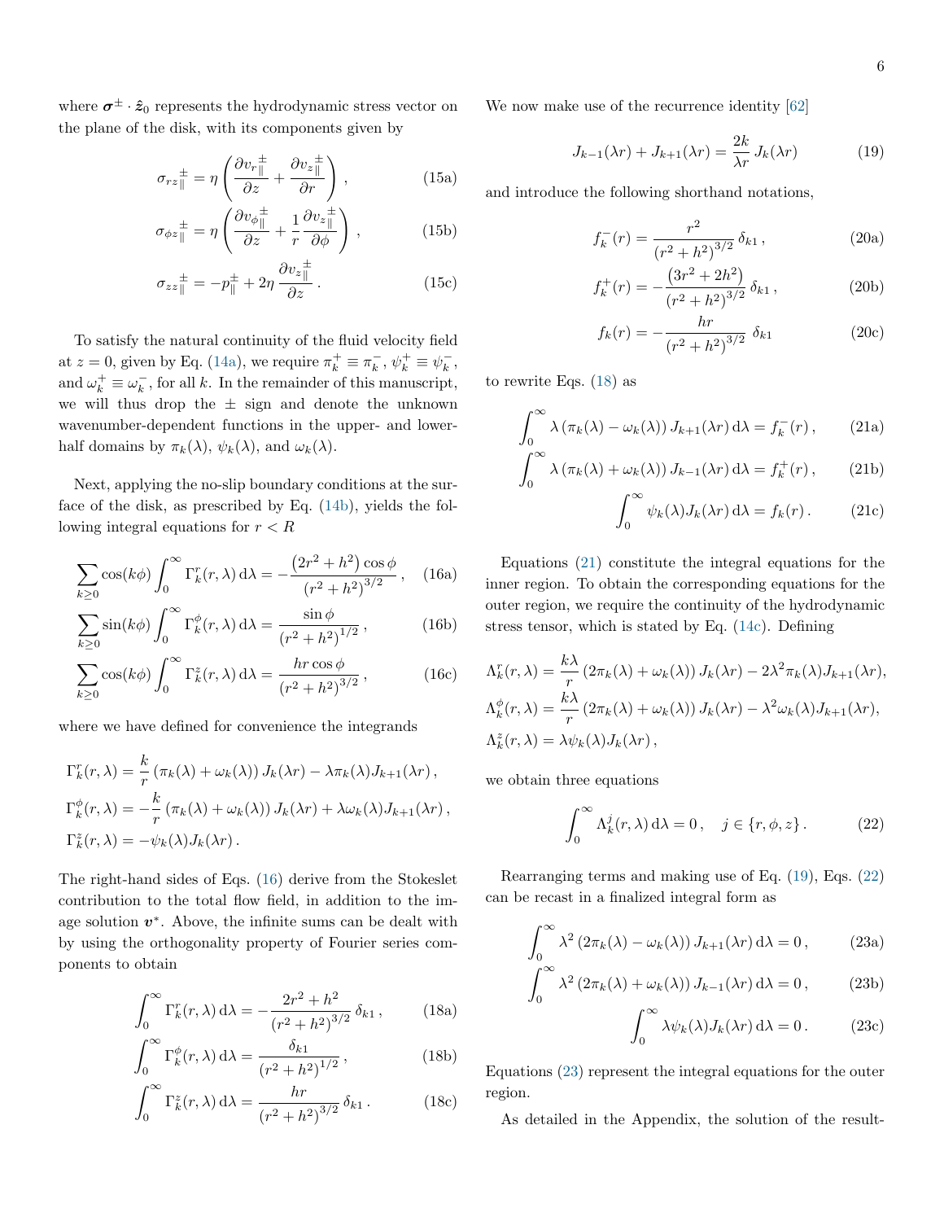where $\boldsymbol{\sigma}^{\pm} \cdot \hat{\boldsymbol{z}}_0$ represents the hydrodynamic stress vector on the plane of the disk, with its components given by

$$\sigma_{rz}{}_{\parallel}^{\pm} = \eta \left( \frac{\partial v_{r}{}_{\parallel}^{\pm}}{\partial z} + \frac{\partial v_{z}{}_{\parallel}^{\pm}}{\partial r} \right) , \tag{15a}$$

$$\sigma_{\phi z}{}_{\parallel}^{\pm} = \eta \left( \frac{\partial v_{\phi}{}_{\parallel}^{\pm}}{\partial z} + \frac{1}{r} \frac{\partial v_{z}{}_{\parallel}^{\pm}}{\partial \phi} \right) , \tag{15b}$$

$$\sigma_{zz}{}_{\parallel}^{\pm} = -p_{\parallel}^{\pm} + 2\eta \, \frac{\partial v_{z}{}_{\parallel}^{\pm}}{\partial z} . \tag{15c}$$

To satisfy the natural continuity of the fluid velocity field at $z = 0$, given by Eq. (14a), we require $\pi_k^+ \equiv \pi_k^-$, $\psi_k^+ \equiv \psi_k^-$, and $\omega_k^+ \equiv \omega_k^-$, for all $k$. In the remainder of this manuscript, we will thus drop the $\pm$ sign and denote the unknown wavenumber-dependent functions in the upper- and lower-half domains by $\pi_k(\lambda)$, $\psi_k(\lambda)$, and $\omega_k(\lambda)$.

Next, applying the no-slip boundary conditions at the surface of the disk, as prescribed by Eq. (14b), yields the following integral equations for $r < R$

$$\sum_{k \geq 0} \cos(k\phi) \int_0^\infty \Gamma_k^r(r, \lambda) \, \mathrm{d}\lambda = -\frac{\left(2r^2 + h^2\right) \cos\phi}{\left(r^2 + h^2\right)^{3/2}} , \tag{16a}$$

$$\sum_{k \geq 0} \sin(k\phi) \int_0^\infty \Gamma_k^\phi(r, \lambda) \, \mathrm{d}\lambda = \frac{\sin\phi}{\left(r^2 + h^2\right)^{1/2}} , \tag{16b}$$

$$\sum_{k \geq 0} \cos(k\phi) \int_0^\infty \Gamma_k^z(r, \lambda) \, \mathrm{d}\lambda = \frac{hr \cos\phi}{\left(r^2 + h^2\right)^{3/2}} , \tag{16c}$$

where we have defined for convenience the integrands

$$\Gamma_k^r(r, \lambda) = \frac{k}{r} \left(\pi_k(\lambda) + \omega_k(\lambda)\right) J_k(\lambda r) - \lambda \pi_k(\lambda) J_{k+1}(\lambda r) ,$$

$$\Gamma_k^\phi(r, \lambda) = -\frac{k}{r} \left(\pi_k(\lambda) + \omega_k(\lambda)\right) J_k(\lambda r) + \lambda \omega_k(\lambda) J_{k+1}(\lambda r) ,$$

$$\Gamma_k^z(r, \lambda) = -\psi_k(\lambda) J_k(\lambda r) .$$

The right-hand sides of Eqs. (16) derive from the Stokeslet contribution to the total flow field, in addition to the image solution $\boldsymbol{v}^*$. Above, the infinite sums can be dealt with by using the orthogonality property of Fourier series components to obtain

$$\int_0^\infty \Gamma_k^r(r, \lambda) \, \mathrm{d}\lambda = -\frac{2r^2 + h^2}{\left(r^2 + h^2\right)^{3/2}} \, \delta_{k1} , \tag{18a}$$

$$\int_0^\infty \Gamma_k^\phi(r, \lambda) \, \mathrm{d}\lambda = \frac{\delta_{k1}}{\left(r^2 + h^2\right)^{1/2}} , \tag{18b}$$

$$\int_0^\infty \Gamma_k^z(r, \lambda) \, \mathrm{d}\lambda = \frac{hr}{\left(r^2 + h^2\right)^{3/2}} \, \delta_{k1} . \tag{18c}$$

We now make use of the recurrence identity [62]

$$J_{k-1}(\lambda r) + J_{k+1}(\lambda r) = \frac{2k}{\lambda r} \, J_k(\lambda r) \tag{19}$$

and introduce the following shorthand notations,

$$f_k^-(r) = \frac{r^2}{\left(r^2 + h^2\right)^{3/2}} \, \delta_{k1} , \tag{20a}$$

$$f_k^+(r) = -\frac{\left(3r^2 + 2h^2\right)}{\left(r^2 + h^2\right)^{3/2}} \, \delta_{k1} , \tag{20b}$$

$$f_k(r) = -\frac{hr}{\left(r^2 + h^2\right)^{3/2}} \, \delta_{k1} \tag{20c}$$

to rewrite Eqs. (18) as

$$\int_0^\infty \lambda \left(\pi_k(\lambda) - \omega_k(\lambda)\right) J_{k+1}(\lambda r) \, \mathrm{d}\lambda = f_k^-(r) , \tag{21a}$$

$$\int_0^\infty \lambda \left(\pi_k(\lambda) + \omega_k(\lambda)\right) J_{k-1}(\lambda r) \, \mathrm{d}\lambda = f_k^+(r) , \tag{21b}$$

$$\int_0^\infty \psi_k(\lambda) J_k(\lambda r) \, \mathrm{d}\lambda = f_k(r) . \tag{21c}$$

Equations (21) constitute the integral equations for the inner region. To obtain the corresponding equations for the outer region, we require the continuity of the hydrodynamic stress tensor, which is stated by Eq. (14c). Defining

$$\Lambda_k^r(r, \lambda) = \frac{k\lambda}{r} \left(2\pi_k(\lambda) + \omega_k(\lambda)\right) J_k(\lambda r) - 2\lambda^2 \pi_k(\lambda) J_{k+1}(\lambda r),$$

$$\Lambda_k^\phi(r, \lambda) = \frac{k\lambda}{r} \left(2\pi_k(\lambda) + \omega_k(\lambda)\right) J_k(\lambda r) - \lambda^2 \omega_k(\lambda) J_{k+1}(\lambda r),$$

$$\Lambda_k^z(r, \lambda) = \lambda \psi_k(\lambda) J_k(\lambda r) ,$$

we obtain three equations

$$\int_0^\infty \Lambda_k^j(r, \lambda) \, \mathrm{d}\lambda = 0 , \quad j \in \{r, \phi, z\} . \tag{22}$$

Rearranging terms and making use of Eq. (19), Eqs. (22) can be recast in a finalized integral form as

$$\int_0^\infty \lambda^2 \left(2\pi_k(\lambda) - \omega_k(\lambda)\right) J_{k+1}(\lambda r) \, \mathrm{d}\lambda = 0 , \tag{23a}$$

$$\int_0^\infty \lambda^2 \left(2\pi_k(\lambda) + \omega_k(\lambda)\right) J_{k-1}(\lambda r) \, \mathrm{d}\lambda = 0 , \tag{23b}$$

$$\int_0^\infty \lambda \psi_k(\lambda) J_k(\lambda r) \, \mathrm{d}\lambda = 0 . \tag{23c}$$

Equations (23) represent the integral equations for the outer region.

As detailed in the Appendix, the solution of the result-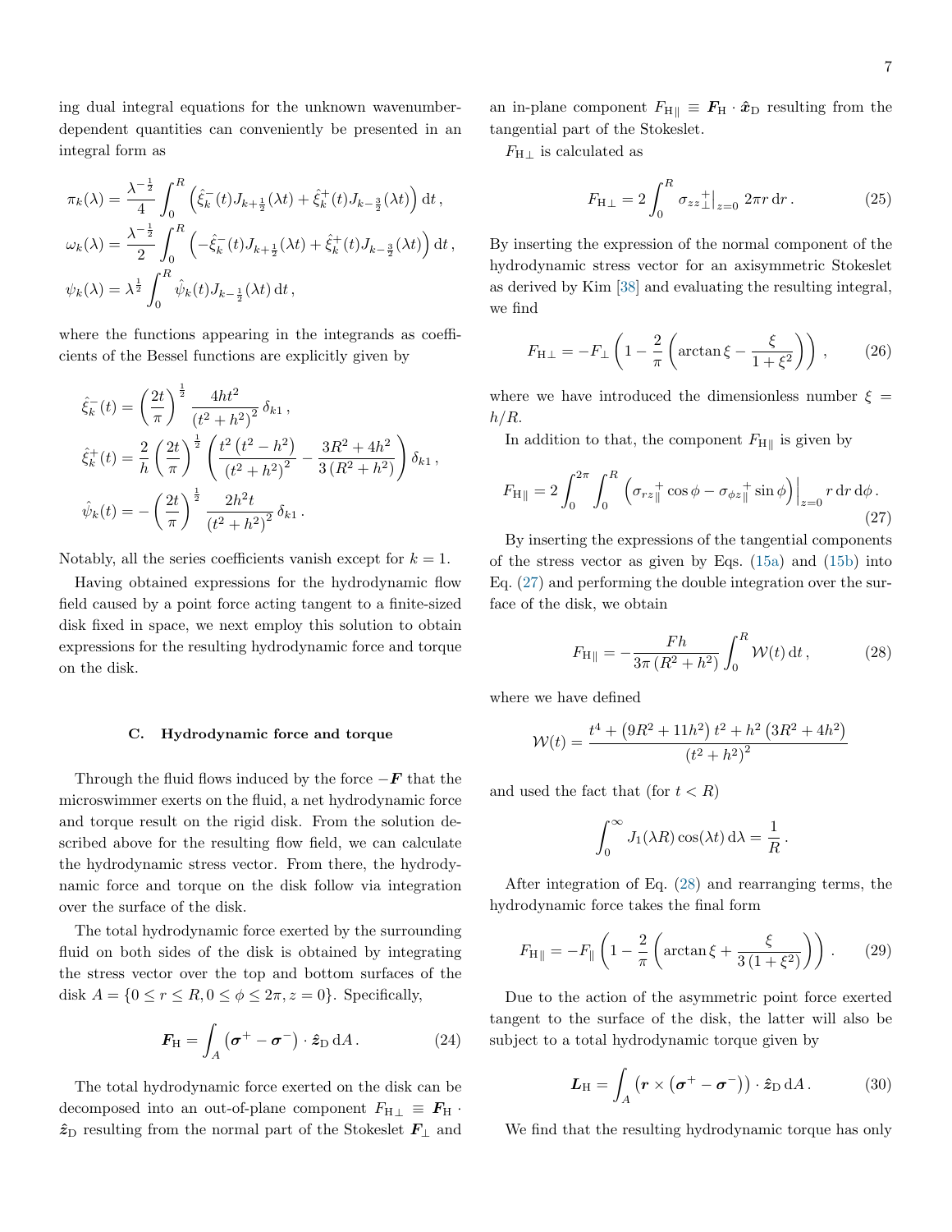ing dual integral equations for the unknown wavenumber-dependent quantities can conveniently be presented in an integral form as

$$\pi_k(\lambda) = \frac{\lambda^{-\frac{1}{2}}}{4} \int_0^R \left( \hat{\xi}_k^-(t) J_{k+\frac{1}{2}}(\lambda t) + \hat{\xi}_k^+(t) J_{k-\frac{3}{2}}(\lambda t) \right) \mathrm{d}t \,,$$

$$\omega_k(\lambda) = \frac{\lambda^{-\frac{1}{2}}}{2} \int_0^R \left( -\hat{\xi}_k^-(t) J_{k+\frac{1}{2}}(\lambda t) + \hat{\xi}_k^+(t) J_{k-\frac{3}{2}}(\lambda t) \right) \mathrm{d}t \,,$$

$$\psi_k(\lambda) = \lambda^{\frac{1}{2}} \int_0^R \hat{\psi}_k(t) J_{k-\frac{1}{2}}(\lambda t) \, \mathrm{d}t \,,$$

where the functions appearing in the integrands as coefficients of the Bessel functions are explicitly given by

$$\hat{\xi}_k^-(t) = \left(\frac{2t}{\pi}\right)^{\frac{1}{2}} \frac{4ht^2}{\left(t^2+h^2\right)^2} \, \delta_{k1} \,,$$

$$\hat{\xi}_k^+(t) = \frac{2}{h} \left(\frac{2t}{\pi}\right)^{\frac{1}{2}} \left( \frac{t^2\left(t^2-h^2\right)}{\left(t^2+h^2\right)^2} - \frac{3R^2+4h^2}{3\left(R^2+h^2\right)} \right) \delta_{k1} \,,$$

$$\hat{\psi}_k(t) = -\left(\frac{2t}{\pi}\right)^{\frac{1}{2}} \frac{2h^2t}{\left(t^2+h^2\right)^2} \, \delta_{k1} \,.$$

Notably, all the series coefficients vanish except for $k = 1$.

Having obtained expressions for the hydrodynamic flow field caused by a point force acting tangent to a finite-sized disk fixed in space, we next employ this solution to obtain expressions for the resulting hydrodynamic force and torque on the disk.

### C. Hydrodynamic force and torque

Through the fluid flows induced by the force $-\boldsymbol{F}$ that the microswimmer exerts on the fluid, a net hydrodynamic force and torque result on the rigid disk. From the solution described above for the resulting flow field, we can calculate the hydrodynamic stress vector. From there, the hydrodynamic force and torque on the disk follow via integration over the surface of the disk.

The total hydrodynamic force exerted by the surrounding fluid on both sides of the disk is obtained by integrating the stress vector over the top and bottom surfaces of the disk $A = \{0 \le r \le R, 0 \le \phi \le 2\pi, z = 0\}$. Specifically,

$$\boldsymbol{F}_\mathrm{H} = \int_A \left( \boldsymbol{\sigma}^+ - \boldsymbol{\sigma}^- \right) \cdot \hat{\boldsymbol{z}}_\mathrm{D} \, \mathrm{d}A \,. \tag{24}$$

The total hydrodynamic force exerted on the disk can be decomposed into an out-of-plane component $F_{\mathrm{H}\perp} \equiv \boldsymbol{F}_\mathrm{H} \cdot \hat{\boldsymbol{z}}_\mathrm{D}$ resulting from the normal part of the Stokeslet $\boldsymbol{F}_\perp$ and an in-plane component $F_{\mathrm{H}\parallel} \equiv \boldsymbol{F}_\mathrm{H} \cdot \hat{\boldsymbol{x}}_\mathrm{D}$ resulting from the tangential part of the Stokeslet.

$F_{\mathrm{H}\perp}$ is calculated as

$$F_{\mathrm{H}\perp} = 2 \int_0^R \left. \sigma_{zz}{}_\perp^+ \right|_{z=0} 2\pi r \, \mathrm{d}r \,. \tag{25}$$

By inserting the expression of the normal component of the hydrodynamic stress vector for an axisymmetric Stokeslet as derived by Kim [38] and evaluating the resulting integral, we find

$$F_{\mathrm{H}\perp} = -F_\perp \left( 1 - \frac{2}{\pi} \left( \arctan \xi - \frac{\xi}{1+\xi^2} \right) \right) \,, \tag{26}$$

where we have introduced the dimensionless number $\xi = h/R$.

In addition to that, the component $F_{\mathrm{H}\parallel}$ is given by

$$F_{\mathrm{H}\parallel} = 2 \int_0^{2\pi} \int_0^R \left. \left( \sigma_{rz}{}_\parallel^+ \cos\phi - \sigma_{\phi z}{}_\parallel^+ \sin\phi \right) \right|_{z=0} r \, \mathrm{d}r \, \mathrm{d}\phi \,. \tag{27}$$

By inserting the expressions of the tangential components of the stress vector as given by Eqs. (15a) and (15b) into Eq. (27) and performing the double integration over the surface of the disk, we obtain

$$F_{\mathrm{H}\parallel} = -\frac{Fh}{3\pi\left(R^2+h^2\right)} \int_0^R \mathcal{W}(t) \, \mathrm{d}t \,, \tag{28}$$

where we have defined

$$\mathcal{W}(t) = \frac{t^4 + \left(9R^2 + 11h^2\right) t^2 + h^2 \left(3R^2 + 4h^2\right)}{\left(t^2+h^2\right)^2}$$

and used the fact that (for $t < R$)

$$\int_0^\infty J_1(\lambda R) \cos(\lambda t) \, \mathrm{d}\lambda = \frac{1}{R} \,.$$

After integration of Eq. (28) and rearranging terms, the hydrodynamic force takes the final form

$$F_{\mathrm{H}\parallel} = -F_\parallel \left( 1 - \frac{2}{\pi} \left( \arctan \xi + \frac{\xi}{3\left(1+\xi^2\right)} \right) \right) \,. \tag{29}$$

Due to the action of the asymmetric point force exerted tangent to the surface of the disk, the latter will also be subject to a total hydrodynamic torque given by

$$\boldsymbol{L}_\mathrm{H} = \int_A \left( \boldsymbol{r} \times \left( \boldsymbol{\sigma}^+ - \boldsymbol{\sigma}^- \right) \right) \cdot \hat{\boldsymbol{z}}_\mathrm{D} \, \mathrm{d}A \,. \tag{30}$$

We find that the resulting hydrodynamic torque has only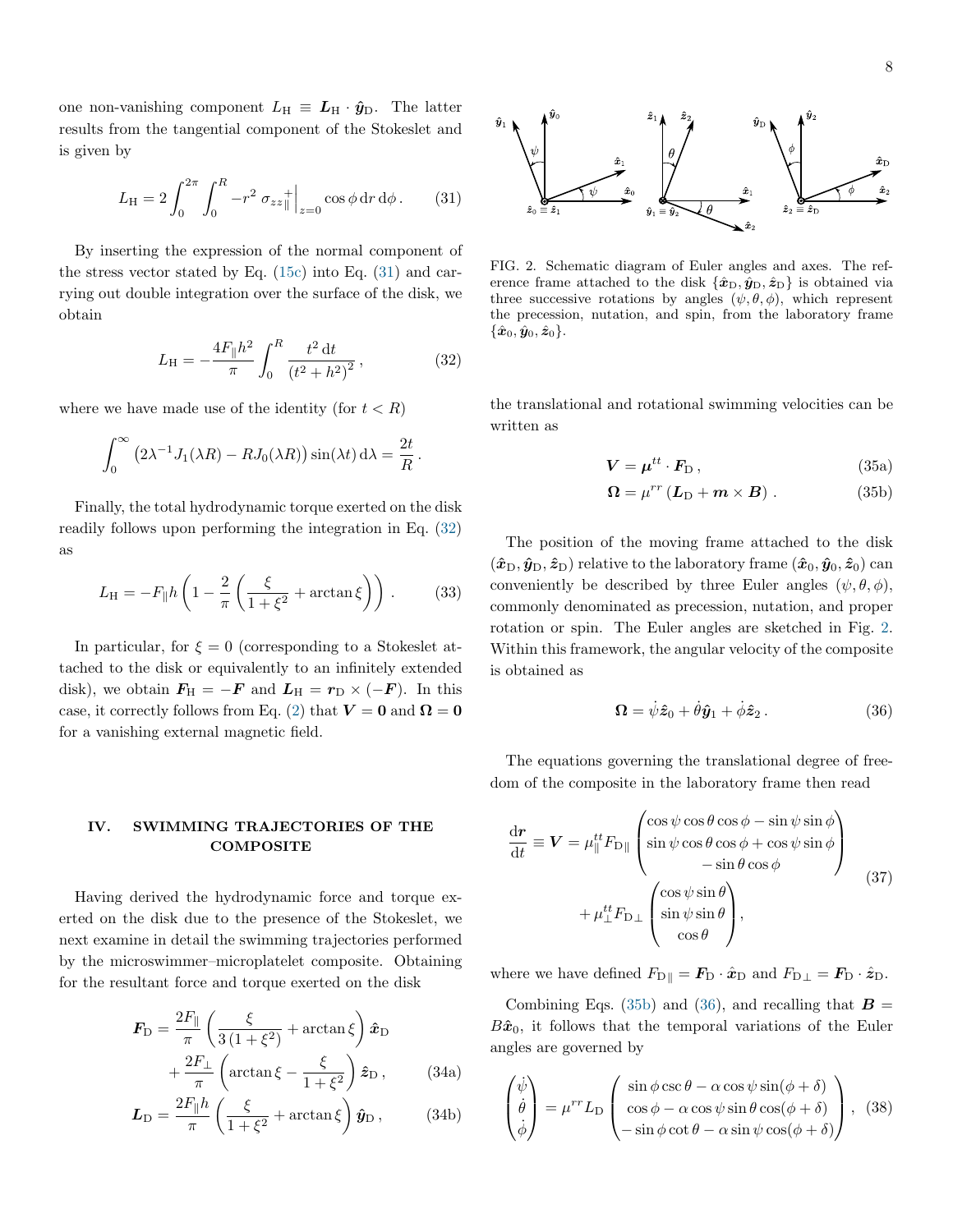one non-vanishing component $L_{\rm H} \equiv \boldsymbol{L}_{\rm H} \cdot \hat{\boldsymbol{y}}_{\rm D}$. The latter results from the tangential component of the Stokeslet and is given by

$$L_{\rm H} = 2\int_0^{2\pi}\int_0^R -r^2 \,\sigma_{zz}{}^{+}_{\parallel}\Big|_{z=0} \cos\phi \, \mathrm{d}r\, \mathrm{d}\phi \,. \tag{31}$$

By inserting the expression of the normal component of the stress vector stated by Eq. (15c) into Eq. (31) and carrying out double integration over the surface of the disk, we obtain

$$L_{\rm H} = -\frac{4F_\parallel h^2}{\pi}\int_0^R \frac{t^2\,\mathrm{d}t}{\left(t^2+h^2\right)^2}\,, \tag{32}$$

where we have made use of the identity (for $t<R$)

$$\int_0^\infty \left(2\lambda^{-1}J_1(\lambda R) - RJ_0(\lambda R)\right)\sin(\lambda t)\,\mathrm{d}\lambda = \frac{2t}{R}\,.$$

Finally, the total hydrodynamic torque exerted on the disk readily follows upon performing the integration in Eq. (32) as

$$L_{\rm H} = -F_\parallel h\left(1-\frac{2}{\pi}\left(\frac{\xi}{1+\xi^2}+\arctan\xi\right)\right)\,. \tag{33}$$

In particular, for $\xi=0$ (corresponding to a Stokeslet attached to the disk or equivalently to an infinitely extended disk), we obtain $\boldsymbol{F}_{\rm H} = -\boldsymbol{F}$ and $\boldsymbol{L}_{\rm H} = \boldsymbol{r}_{\rm D}\times(-\boldsymbol{F})$. In this case, it correctly follows from Eq. (2) that $\boldsymbol{V}=\boldsymbol{0}$ and $\boldsymbol{\Omega}=\boldsymbol{0}$ for a vanishing external magnetic field.

## IV. SWIMMING TRAJECTORIES OF THE COMPOSITE

Having derived the hydrodynamic force and torque exerted on the disk due to the presence of the Stokeslet, we next examine in detail the swimming trajectories performed by the microswimmer–microplatelet composite. Obtaining for the resultant force and torque exerted on the disk

$$\boldsymbol{F}_{\rm D} = \frac{2F_\parallel}{\pi}\left(\frac{\xi}{3\left(1+\xi^2\right)}+\arctan\xi\right)\hat{\boldsymbol{x}}_{\rm D} + \frac{2F_\perp}{\pi}\left(\arctan\xi - \frac{\xi}{1+\xi^2}\right)\hat{\boldsymbol{z}}_{\rm D}\,, \tag{34a}$$

$$\boldsymbol{L}_{\rm D} = \frac{2F_\parallel h}{\pi}\left(\frac{\xi}{1+\xi^2}+\arctan\xi\right)\hat{\boldsymbol{y}}_{\rm D}\,, \tag{34b}$$

FIG. 2. Schematic diagram of Euler angles and axes. The reference frame attached to the disk $\{\hat{\boldsymbol{x}}_{\rm D}, \hat{\boldsymbol{y}}_{\rm D}, \hat{\boldsymbol{z}}_{\rm D}\}$ is obtained via three successive rotations by angles $(\psi,\theta,\phi)$, which represent the precession, nutation, and spin, from the laboratory frame $\{\hat{\boldsymbol{x}}_0, \hat{\boldsymbol{y}}_0, \hat{\boldsymbol{z}}_0\}$.

the translational and rotational swimming velocities can be written as

$$\boldsymbol{V} = \boldsymbol{\mu}^{tt}\cdot\boldsymbol{F}_{\rm D}\,, \tag{35a}$$

$$\boldsymbol{\Omega} = \mu^{rr}\left(\boldsymbol{L}_{\rm D} + \boldsymbol{m}\times\boldsymbol{B}\right)\,. \tag{35b}$$

The position of the moving frame attached to the disk $(\hat{\boldsymbol{x}}_{\rm D}, \hat{\boldsymbol{y}}_{\rm D}, \hat{\boldsymbol{z}}_{\rm D})$ relative to the laboratory frame $(\hat{\boldsymbol{x}}_0, \hat{\boldsymbol{y}}_0, \hat{\boldsymbol{z}}_0)$ can conveniently be described by three Euler angles $(\psi,\theta,\phi)$, commonly denominated as precession, nutation, and proper rotation or spin. The Euler angles are sketched in Fig. 2. Within this framework, the angular velocity of the composite is obtained as

$$\boldsymbol{\Omega} = \dot\psi\hat{\boldsymbol{z}}_0 + \dot\theta\hat{\boldsymbol{y}}_1 + \dot\phi\hat{\boldsymbol{z}}_2\,. \tag{36}$$

The equations governing the translational degree of freedom of the composite in the laboratory frame then read

$$\frac{\mathrm{d}\boldsymbol{r}}{\mathrm{d}t} \equiv \boldsymbol{V} = \mu_\parallel^{tt}F_{\rm D\parallel}\begin{pmatrix}\cos\psi\cos\theta\cos\phi - \sin\psi\sin\phi\\ \sin\psi\cos\theta\cos\phi + \cos\psi\sin\phi\\ -\sin\theta\cos\phi\end{pmatrix} + \mu_\perp^{tt}F_{\rm D\perp}\begin{pmatrix}\cos\psi\sin\theta\\ \sin\psi\sin\theta\\ \cos\theta\end{pmatrix}, \tag{37}$$

where we have defined $F_{\rm D\parallel} = \boldsymbol{F}_{\rm D}\cdot\hat{\boldsymbol{x}}_{\rm D}$ and $F_{\rm D\perp} = \boldsymbol{F}_{\rm D}\cdot\hat{\boldsymbol{z}}_{\rm D}$.

Combining Eqs. (35b) and (36), and recalling that $\boldsymbol{B} = B\hat{\boldsymbol{x}}_0$, it follows that the temporal variations of the Euler angles are governed by

$$\begin{pmatrix}\dot\psi\\ \dot\theta\\ \dot\phi\end{pmatrix} = \mu^{rr}L_{\rm D}\begin{pmatrix}\sin\phi\csc\theta - \alpha\cos\psi\sin(\phi+\delta)\\ \cos\phi - \alpha\cos\psi\sin\theta\cos(\phi+\delta)\\ -\sin\phi\cot\theta - \alpha\sin\psi\cos(\phi+\delta)\end{pmatrix}, \tag{38}$$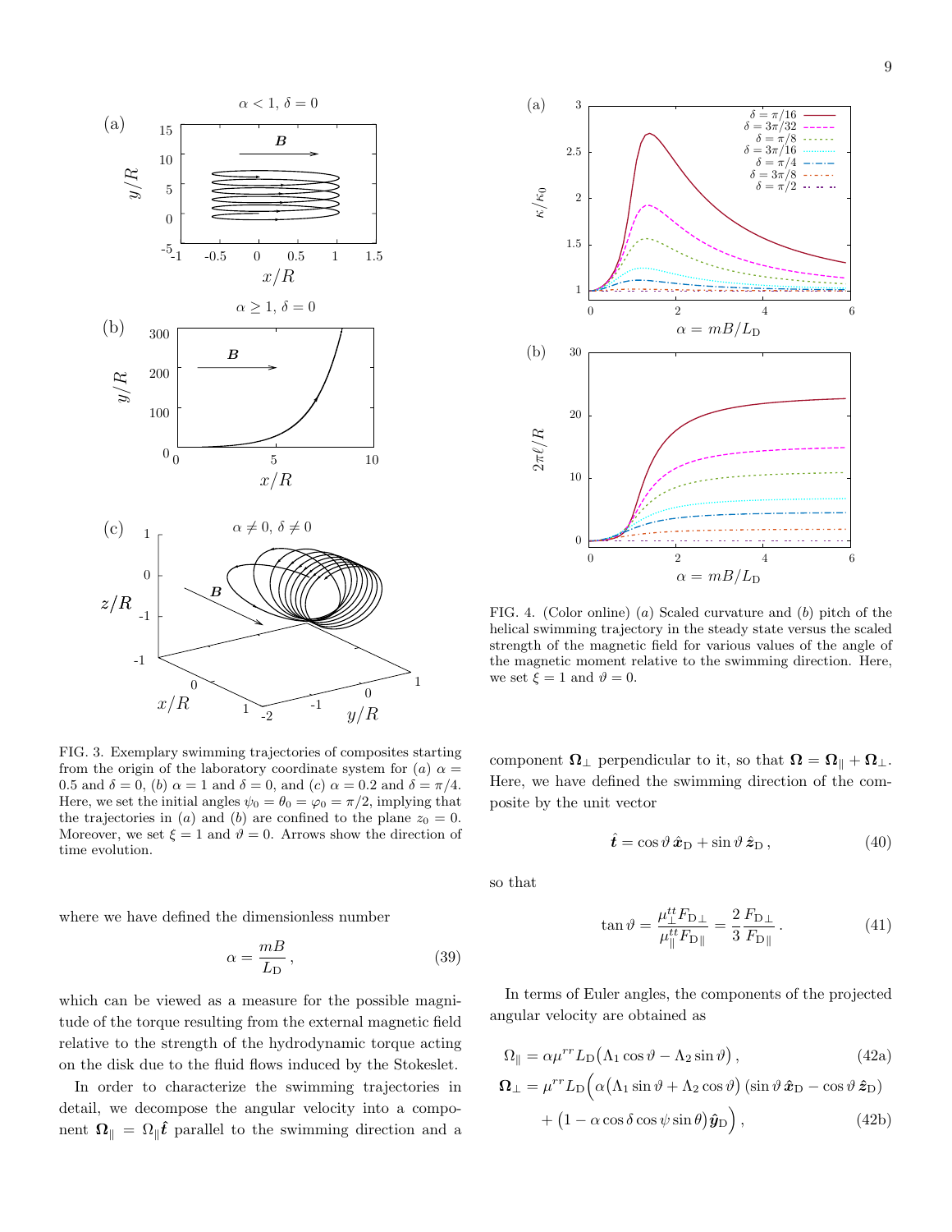FIG. 3. Exemplary swimming trajectories of composites starting from the origin of the laboratory coordinate system for $(a)$ $\alpha = 0.5$ and $\delta = 0$, $(b)$ $\alpha = 1$ and $\delta = 0$, and $(c)$ $\alpha = 0.2$ and $\delta = \pi/4$. Here, we set the initial angles $\psi_0 = \theta_0 = \varphi_0 = \pi/2$, implying that the trajectories in $(a)$ and $(b)$ are confined to the plane $z_0 = 0$. Moreover, we set $\xi = 1$ and $\vartheta = 0$. Arrows show the direction of time evolution.

FIG. 4. (Color online) $(a)$ Scaled curvature and $(b)$ pitch of the helical swimming trajectory in the steady state versus the scaled strength of the magnetic field for various values of the angle of the magnetic moment relative to the swimming direction. Here, we set $\xi = 1$ and $\vartheta = 0$.

where we have defined the dimensionless number

$$\alpha = \frac{mB}{L_\mathrm{D}}\,, \tag{39}$$

which can be viewed as a measure for the possible magnitude of the torque resulting from the external magnetic field relative to the strength of the hydrodynamic torque acting on the disk due to the fluid flows induced by the Stokeslet.

In order to characterize the swimming trajectories in detail, we decompose the angular velocity into a component $\boldsymbol{\Omega}_\parallel = \Omega_\parallel \hat{\boldsymbol{t}}$ parallel to the swimming direction and a component $\boldsymbol{\Omega}_\perp$ perpendicular to it, so that $\boldsymbol{\Omega} = \boldsymbol{\Omega}_\parallel + \boldsymbol{\Omega}_\perp$. Here, we have defined the swimming direction of the composite by the unit vector

$$\hat{\boldsymbol{t}} = \cos\vartheta\, \hat{\boldsymbol{x}}_\mathrm{D} + \sin\vartheta\, \hat{\boldsymbol{z}}_\mathrm{D}\,, \tag{40}$$

so that

$$\tan\vartheta = \frac{\mu_\perp^{tt} F_{\mathrm{D}\perp}}{\mu_\parallel^{tt} F_{\mathrm{D}\parallel}} = \frac{2}{3}\frac{F_{\mathrm{D}\perp}}{F_{\mathrm{D}\parallel}}\,. \tag{41}$$

In terms of Euler angles, the components of the projected angular velocity are obtained as

$$\Omega_\parallel = \alpha \mu^{rr} L_\mathrm{D} \big(\Lambda_1 \cos\vartheta - \Lambda_2 \sin\vartheta\big)\,, \tag{42a}$$

$$\begin{aligned}\boldsymbol{\Omega}_\perp = \mu^{rr} L_\mathrm{D} \Big(& \alpha\big(\Lambda_1 \sin\vartheta + \Lambda_2 \cos\vartheta\big)\left(\sin\vartheta\, \hat{\boldsymbol{x}}_\mathrm{D} - \cos\vartheta\, \hat{\boldsymbol{z}}_\mathrm{D}\right) \\ &+ \big(1 - \alpha \cos\delta \cos\psi \sin\theta\big)\hat{\boldsymbol{y}}_\mathrm{D}\Big)\,,\end{aligned} \tag{42b}$$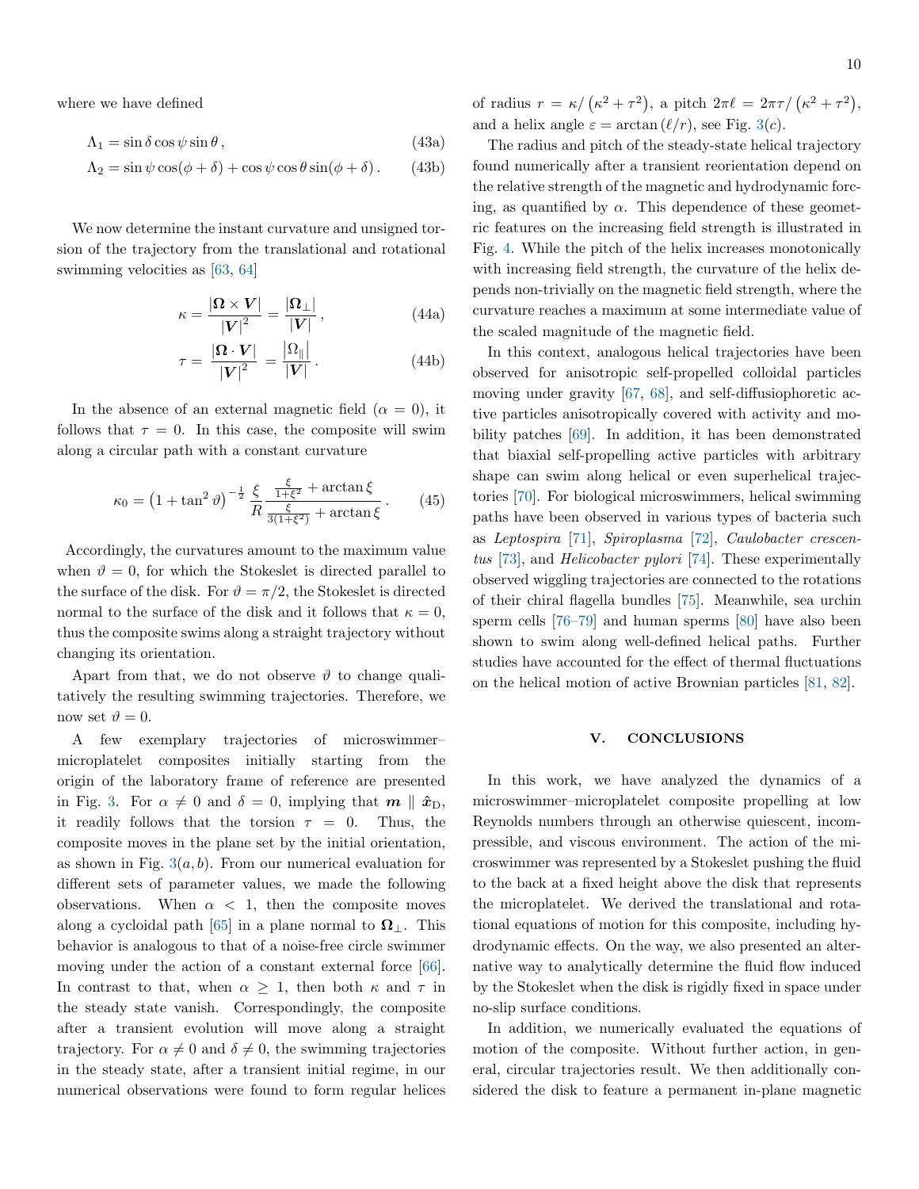where we have defined

$$\Lambda_1 = \sin\delta\cos\psi\sin\theta\,, \tag{43a}$$

$$\Lambda_2 = \sin\psi\cos(\phi+\delta) + \cos\psi\cos\theta\sin(\phi+\delta)\,. \tag{43b}$$

We now determine the instant curvature and unsigned torsion of the trajectory from the translational and rotational swimming velocities as [63, 64]

$$\kappa = \frac{|\boldsymbol{\Omega}\times\boldsymbol{V}|}{|\boldsymbol{V}|^2} = \frac{|\boldsymbol{\Omega}_\perp|}{|\boldsymbol{V}|}\,, \tag{44a}$$

$$\tau = \frac{|\boldsymbol{\Omega}\cdot\boldsymbol{V}|}{|\boldsymbol{V}|^2} = \frac{|\Omega_\parallel|}{|\boldsymbol{V}|}\,. \tag{44b}$$

In the absence of an external magnetic field ($\alpha = 0$), it follows that $\tau = 0$. In this case, the composite will swim along a circular path with a constant curvature

$$\kappa_0 = \left(1+\tan^2\vartheta\right)^{-\frac{1}{2}} \frac{\xi}{R} \frac{\frac{\xi}{1+\xi^2} + \arctan\xi}{\frac{\xi}{3(1+\xi^2)} + \arctan\xi}\,. \tag{45}$$

Accordingly, the curvatures amount to the maximum value when $\vartheta = 0$, for which the Stokeslet is directed parallel to the surface of the disk. For $\vartheta = \pi/2$, the Stokeslet is directed normal to the surface of the disk and it follows that $\kappa = 0$, thus the composite swims along a straight trajectory without changing its orientation.

Apart from that, we do not observe $\vartheta$ to change qualitatively the resulting swimming trajectories. Therefore, we now set $\vartheta = 0$.

A few exemplary trajectories of microswimmer–microplatelet composites initially starting from the origin of the laboratory frame of reference are presented in Fig. 3. For $\alpha \neq 0$ and $\delta = 0$, implying that $\boldsymbol{m} \parallel \hat{\boldsymbol{x}}_\mathrm{D}$, it readily follows that the torsion $\tau = 0$. Thus, the composite moves in the plane set by the initial orientation, as shown in Fig. 3$(a,b)$. From our numerical evaluation for different sets of parameter values, we made the following observations. When $\alpha < 1$, then the composite moves along a cycloidal path [65] in a plane normal to $\boldsymbol{\Omega}_\perp$. This behavior is analogous to that of a noise-free circle swimmer moving under the action of a constant external force [66]. In contrast to that, when $\alpha \geq 1$, then both $\kappa$ and $\tau$ in the steady state vanish. Correspondingly, the composite after a transient evolution will move along a straight trajectory. For $\alpha \neq 0$ and $\delta \neq 0$, the swimming trajectories in the steady state, after a transient initial regime, in our numerical observations were found to form regular helices of radius $r = \kappa/\left(\kappa^2+\tau^2\right)$, a pitch $2\pi\ell = 2\pi\tau/\left(\kappa^2+\tau^2\right)$, and a helix angle $\varepsilon = \arctan\left(\ell/r\right)$, see Fig. 3$(c)$.

The radius and pitch of the steady-state helical trajectory found numerically after a transient reorientation depend on the relative strength of the magnetic and hydrodynamic forcing, as quantified by $\alpha$. This dependence of these geometric features on the increasing field strength is illustrated in Fig. 4. While the pitch of the helix increases monotonically with increasing field strength, the curvature of the helix depends non-trivially on the magnetic field strength, where the curvature reaches a maximum at some intermediate value of the scaled magnitude of the magnetic field.

In this context, analogous helical trajectories have been observed for anisotropic self-propelled colloidal particles moving under gravity [67, 68], and self-diffusiophoretic active particles anisotropically covered with activity and mobility patches [69]. In addition, it has been demonstrated that biaxial self-propelling active particles with arbitrary shape can swim along helical or even superhelical trajectories [70]. For biological microswimmers, helical swimming paths have been observed in various types of bacteria such as *Leptospira* [71], *Spiroplasma* [72], *Caulobacter crescentus* [73], and *Helicobacter pylori* [74]. These experimentally observed wiggling trajectories are connected to the rotations of their chiral flagella bundles [75]. Meanwhile, sea urchin sperm cells [76–79] and human sperms [80] have also been shown to swim along well-defined helical paths. Further studies have accounted for the effect of thermal fluctuations on the helical motion of active Brownian particles [81, 82].

## V. CONCLUSIONS

In this work, we have analyzed the dynamics of a microswimmer–microplatelet composite propelling at low Reynolds numbers through an otherwise quiescent, incompressible, and viscous environment. The action of the microswimmer was represented by a Stokeslet pushing the fluid to the back at a fixed height above the disk that represents the microplatelet. We derived the translational and rotational equations of motion for this composite, including hydrodynamic effects. On the way, we also presented an alternative way to analytically determine the fluid flow induced by the Stokeslet when the disk is rigidly fixed in space under no-slip surface conditions.

In addition, we numerically evaluated the equations of motion of the composite. Without further action, in general, circular trajectories result. We then additionally considered the disk to feature a permanent in-plane magnetic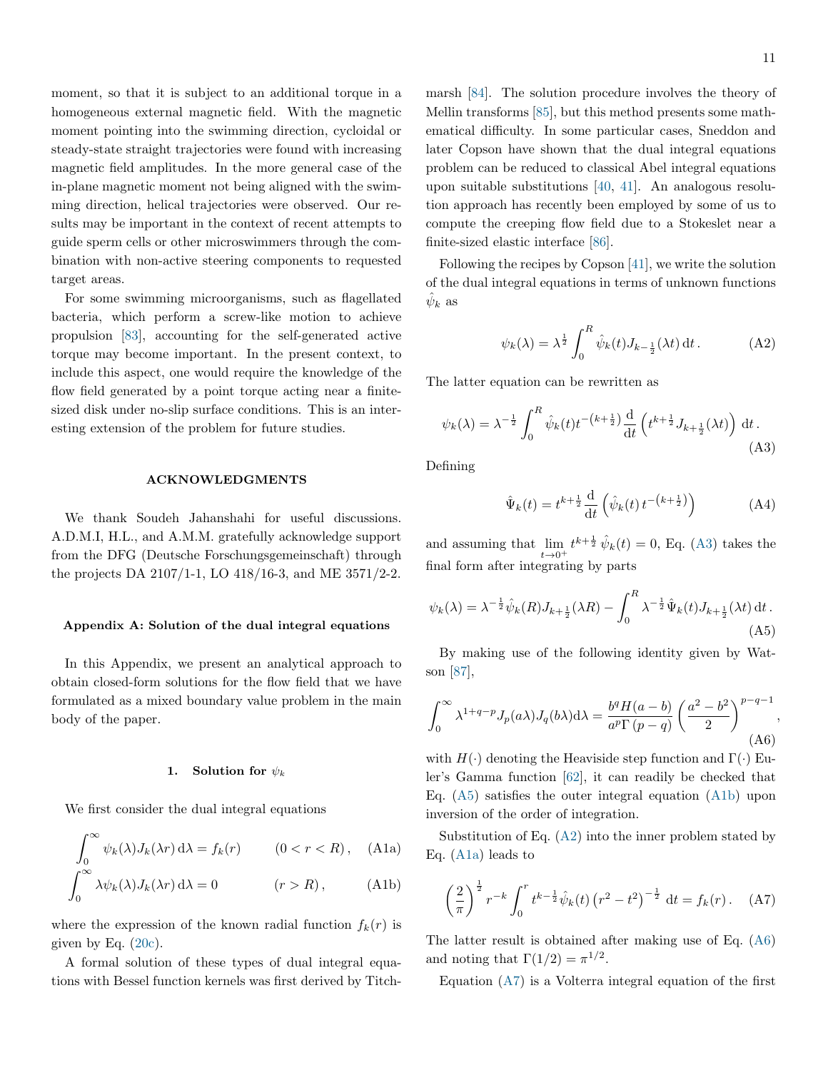moment, so that it is subject to an additional torque in a homogeneous external magnetic field. With the magnetic moment pointing into the swimming direction, cycloidal or steady-state straight trajectories were found with increasing magnetic field amplitudes. In the more general case of the in-plane magnetic moment not being aligned with the swimming direction, helical trajectories were observed. Our results may be important in the context of recent attempts to guide sperm cells or other microswimmers through the combination with non-active steering components to requested target areas.

For some swimming microorganisms, such as flagellated bacteria, which perform a screw-like motion to achieve propulsion [83], accounting for the self-generated active torque may become important. In the present context, to include this aspect, one would require the knowledge of the flow field generated by a point torque acting near a finite-sized disk under no-slip surface conditions. This is an interesting extension of the problem for future studies.

## ACKNOWLEDGMENTS

We thank Soudeh Jahanshahi for useful discussions. A.D.M.I, H.L., and A.M.M. gratefully acknowledge support from the DFG (Deutsche Forschungsgemeinschaft) through the projects DA 2107/1-1, LO 418/16-3, and ME 3571/2-2.

## Appendix A: Solution of the dual integral equations

In this Appendix, we present an analytical approach to obtain closed-form solutions for the flow field that we have formulated as a mixed boundary value problem in the main body of the paper.

### 1. Solution for $\psi_k$

We first consider the dual integral equations

$$\int_0^\infty \psi_k(\lambda) J_k(\lambda r)\, \mathrm{d}\lambda = f_k(r) \qquad (0 < r < R)\,, \tag{A1a}$$

$$\int_0^\infty \lambda \psi_k(\lambda) J_k(\lambda r)\, \mathrm{d}\lambda = 0 \qquad (r > R)\,, \tag{A1b}$$

where the expression of the known radial function $f_k(r)$ is given by Eq. (20c).

A formal solution of these types of dual integral equations with Bessel function kernels was first derived by Titchmarsh [84]. The solution procedure involves the theory of Mellin transforms [85], but this method presents some mathematical difficulty. In some particular cases, Sneddon and later Copson have shown that the dual integral equations problem can be reduced to classical Abel integral equations upon suitable substitutions [40, 41]. An analogous resolution approach has recently been employed by some of us to compute the creeping flow field due to a Stokeslet near a finite-sized elastic interface [86].

Following the recipes by Copson [41], we write the solution of the dual integral equations in terms of unknown functions $\hat{\psi}_k$ as

$$\psi_k(\lambda) = \lambda^{\frac{1}{2}} \int_0^R \hat{\psi}_k(t) J_{k-\frac{1}{2}}(\lambda t)\, \mathrm{d}t\,. \tag{A2}$$

The latter equation can be rewritten as

$$\psi_k(\lambda) = \lambda^{-\frac{1}{2}} \int_0^R \hat{\psi}_k(t) t^{-\left(k+\frac{1}{2}\right)} \frac{\mathrm{d}}{\mathrm{d}t} \left( t^{k+\frac{1}{2}} J_{k+\frac{1}{2}}(\lambda t) \right) \mathrm{d}t\,. \tag{A3}$$

Defining

$$\hat{\Psi}_k(t) = t^{k+\frac{1}{2}} \frac{\mathrm{d}}{\mathrm{d}t} \left( \hat{\psi}_k(t)\, t^{-\left(k+\frac{1}{2}\right)} \right) \tag{A4}$$

and assuming that $\lim_{t\to 0^+} t^{k+\frac{1}{2}}\, \hat{\psi}_k(t) = 0$, Eq. (A3) takes the final form after integrating by parts

$$\psi_k(\lambda) = \lambda^{-\frac{1}{2}} \hat{\psi}_k(R) J_{k+\frac{1}{2}}(\lambda R) - \int_0^R \lambda^{-\frac{1}{2}} \hat{\Psi}_k(t) J_{k+\frac{1}{2}}(\lambda t)\, \mathrm{d}t\,. \tag{A5}$$

By making use of the following identity given by Watson [87],

$$\int_0^\infty \lambda^{1+q-p} J_p(a\lambda) J_q(b\lambda) \mathrm{d}\lambda = \frac{b^q H(a-b)}{a^p \Gamma\left(p-q\right)} \left( \frac{a^2-b^2}{2} \right)^{p-q-1}, \tag{A6}$$

with $H(\cdot)$ denoting the Heaviside step function and $\Gamma(\cdot)$ Euler's Gamma function [62], it can readily be checked that Eq. (A5) satisfies the outer integral equation (A1b) upon inversion of the order of integration.

Substitution of Eq. (A2) into the inner problem stated by Eq. (A1a) leads to

$$\left( \frac{2}{\pi} \right)^{\frac{1}{2}} r^{-k} \int_0^r t^{k-\frac{1}{2}} \hat{\psi}_k(t) \left( r^2 - t^2 \right)^{-\frac{1}{2}} \mathrm{d}t = f_k(r)\,. \tag{A7}$$

The latter result is obtained after making use of Eq. (A6) and noting that $\Gamma(1/2) = \pi^{1/2}$.

Equation (A7) is a Volterra integral equation of the first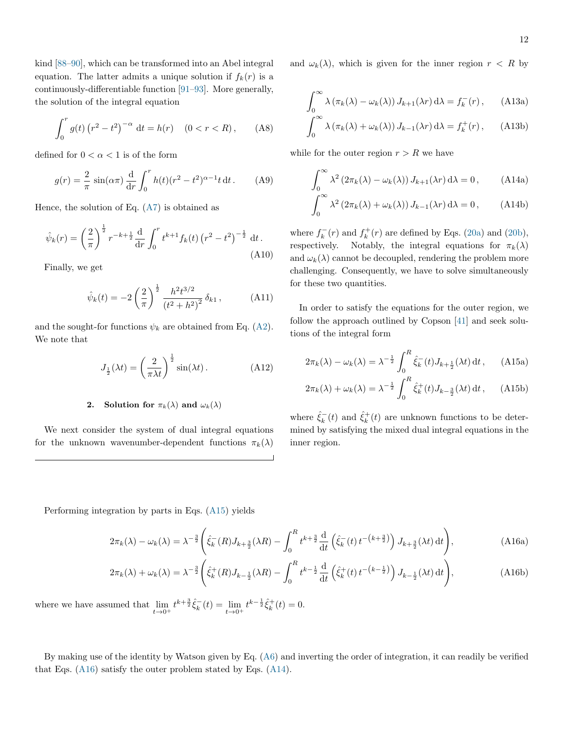kind [88–90], which can be transformed into an Abel integral equation. The latter admits a unique solution if $f_k(r)$ is a continuously-differentiable function [91–93]. More generally, the solution of the integral equation

$$\int_0^r g(t) \left(r^2 - t^2\right)^{-\alpha} \, \mathrm{d}t = h(r) \quad (0 < r < R) \,, \tag{A8}$$

defined for $0 < \alpha < 1$ is of the form

$$g(r) = \frac{2}{\pi} \sin(\alpha\pi) \frac{\mathrm{d}}{\mathrm{d}r} \int_0^r h(t)(r^2 - t^2)^{\alpha-1} t \, \mathrm{d}t \,. \tag{A9}$$

Hence, the solution of Eq. (A7) is obtained as

$$\hat{\psi}_k(r) = \left(\frac{2}{\pi}\right)^{\frac{1}{2}} r^{-k+\frac{1}{2}} \frac{\mathrm{d}}{\mathrm{d}r} \int_0^r t^{k+1} f_k(t) \left(r^2 - t^2\right)^{-\frac{1}{2}} \, \mathrm{d}t \,. \tag{A10}$$

Finally, we get

$$\hat{\psi}_k(t) = -2 \left(\frac{2}{\pi}\right)^{\frac{1}{2}} \frac{h^2 t^{3/2}}{\left(t^2 + h^2\right)^2} \, \delta_{k1} \,, \tag{A11}$$

and the sought-for functions $\psi_k$ are obtained from Eq. (A2). We note that

$$J_{\frac{1}{2}}(\lambda t) = \left(\frac{2}{\pi \lambda t}\right)^{\frac{1}{2}} \sin(\lambda t) \,. \tag{A12}$$

### 2. Solution for $\pi_k(\lambda)$ and $\omega_k(\lambda)$

We next consider the system of dual integral equations for the unknown wavenumber-dependent functions $\pi_k(\lambda)$ and $\omega_k(\lambda)$, which is given for the inner region $r < R$ by

$$\int_0^\infty \lambda \left(\pi_k(\lambda) - \omega_k(\lambda)\right) J_{k+1}(\lambda r) \, \mathrm{d}\lambda = f_k^-(r) \,, \tag{A13a}$$

$$\int_0^\infty \lambda \left(\pi_k(\lambda) + \omega_k(\lambda)\right) J_{k-1}(\lambda r) \, \mathrm{d}\lambda = f_k^+(r) \,, \tag{A13b}$$

while for the outer region $r > R$ we have

$$\int_0^\infty \lambda^2 \left(2\pi_k(\lambda) - \omega_k(\lambda)\right) J_{k+1}(\lambda r) \, \mathrm{d}\lambda = 0 \,, \tag{A14a}$$

$$\int_0^\infty \lambda^2 \left(2\pi_k(\lambda) + \omega_k(\lambda)\right) J_{k-1}(\lambda r) \, \mathrm{d}\lambda = 0 \,, \tag{A14b}$$

where $f_k^-(r)$ and $f_k^+(r)$ are defined by Eqs. (20a) and (20b), respectively. Notably, the integral equations for $\pi_k(\lambda)$ and $\omega_k(\lambda)$ cannot be decoupled, rendering the problem more challenging. Consequently, we have to solve simultaneously for these two quantities.

In order to satisfy the equations for the outer region, we follow the approach outlined by Copson [41] and seek solutions of the integral form

$$2\pi_k(\lambda) - \omega_k(\lambda) = \lambda^{-\frac{1}{2}} \int_0^R \hat{\xi}_k^-(t) J_{k+\frac{1}{2}}(\lambda t) \, \mathrm{d}t \,, \tag{A15a}$$

$$2\pi_k(\lambda) + \omega_k(\lambda) = \lambda^{-\frac{1}{2}} \int_0^R \hat{\xi}_k^+(t) J_{k-\frac{3}{2}}(\lambda t) \, \mathrm{d}t \,, \tag{A15b}$$

where $\hat{\xi}_k^-(t)$ and $\hat{\xi}_k^+(t)$ are unknown functions to be determined by satisfying the mixed dual integral equations in the inner region.

Performing integration by parts in Eqs. (A15) yields

$$2\pi_k(\lambda) - \omega_k(\lambda) = \lambda^{-\frac{3}{2}} \left( \hat{\xi}_k^-(R) J_{k+\frac{3}{2}}(\lambda R) - \int_0^R t^{k+\frac{3}{2}} \frac{\mathrm{d}}{\mathrm{d}t} \left( \hat{\xi}_k^-(t) \, t^{-\left(k+\frac{3}{2}\right)} \right) J_{k+\frac{3}{2}}(\lambda t) \, \mathrm{d}t \right), \tag{A16a}$$

$$2\pi_k(\lambda) + \omega_k(\lambda) = \lambda^{-\frac{3}{2}} \left( \hat{\xi}_k^+(R) J_{k-\frac{1}{2}}(\lambda R) - \int_0^R t^{k-\frac{1}{2}} \frac{\mathrm{d}}{\mathrm{d}t} \left( \hat{\xi}_k^+(t) \, t^{-\left(k-\frac{1}{2}\right)} \right) J_{k-\frac{1}{2}}(\lambda t) \, \mathrm{d}t \right), \tag{A16b}$$

where we have assumed that $\lim_{t \to 0^+} t^{k+\frac{3}{2}} \hat{\xi}_k^-(t) = \lim_{t \to 0^+} t^{k-\frac{1}{2}} \hat{\xi}_k^+(t) = 0$.

By making use of the identity by Watson given by Eq. (A6) and inverting the order of integration, it can readily be verified that Eqs. (A16) satisfy the outer problem stated by Eqs. (A14).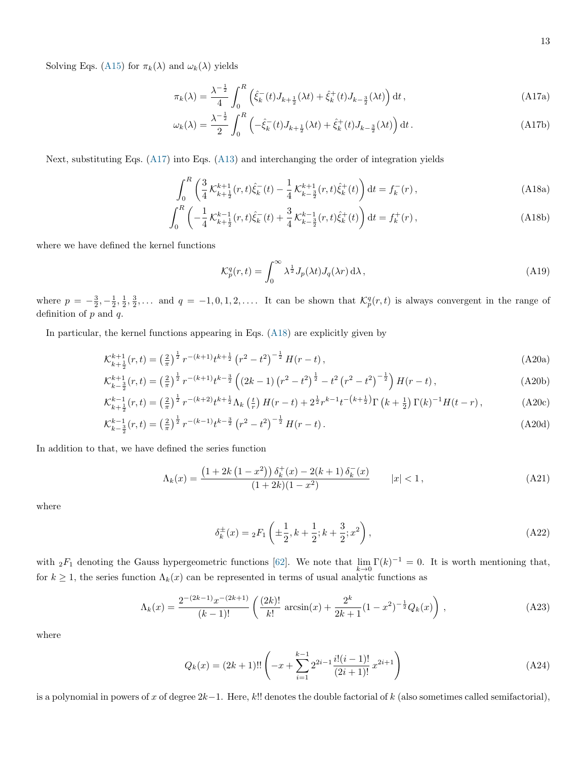Solving Eqs. (A15) for $\pi_k(\lambda)$ and $\omega_k(\lambda)$ yields

$$\pi_k(\lambda) = \frac{\lambda^{-\frac{1}{2}}}{4} \int_0^R \left( \hat{\xi}_k^-(t) J_{k+\frac{1}{2}}(\lambda t) + \hat{\xi}_k^+(t) J_{k-\frac{3}{2}}(\lambda t) \right) \mathrm{d}t \,, \tag{A17a}$$

$$\omega_k(\lambda) = \frac{\lambda^{-\frac{1}{2}}}{2} \int_0^R \left( -\hat{\xi}_k^-(t) J_{k+\frac{1}{2}}(\lambda t) + \hat{\xi}_k^+(t) J_{k-\frac{3}{2}}(\lambda t) \right) \mathrm{d}t \,. \tag{A17b}$$

Next, substituting Eqs. (A17) into Eqs. (A13) and interchanging the order of integration yields

$$\int_0^R \left( \frac{3}{4} \mathcal{K}_{k+\frac{1}{2}}^{k+1}(r,t) \hat{\xi}_k^-(t) - \frac{1}{4} \mathcal{K}_{k-\frac{3}{2}}^{k+1}(r,t) \hat{\xi}_k^+(t) \right) \mathrm{d}t = f_k^-(r) \,, \tag{A18a}$$

$$\int_0^R \left( -\frac{1}{4} \mathcal{K}_{k+\frac{1}{2}}^{k-1}(r,t) \hat{\xi}_k^-(t) + \frac{3}{4} \mathcal{K}_{k-\frac{3}{2}}^{k-1}(r,t) \hat{\xi}_k^+(t) \right) \mathrm{d}t = f_k^+(r) \,, \tag{A18b}$$

where we have defined the kernel functions

$$\mathcal{K}_p^q(r,t) = \int_0^\infty \lambda^{\frac{1}{2}} J_p(\lambda t) J_q(\lambda r) \, \mathrm{d}\lambda \,, \tag{A19}$$

where $p = -\frac{3}{2}, -\frac{1}{2}, \frac{1}{2}, \frac{3}{2}, \dots$ and $q = -1, 0, 1, 2, \dots$. It can be shown that $\mathcal{K}_p^q(r,t)$ is always convergent in the range of definition of $p$ and $q$.

In particular, the kernel functions appearing in Eqs. (A18) are explicitly given by

$$\mathcal{K}_{k+\frac{1}{2}}^{k+1}(r,t) = \left(\tfrac{2}{\pi}\right)^{\frac{1}{2}} r^{-(k+1)} t^{k+\frac{1}{2}} \left(r^2 - t^2\right)^{-\frac{1}{2}} H(r-t) \,, \tag{A20a}$$

$$\mathcal{K}_{k-\frac{3}{2}}^{k+1}(r,t) = \left(\tfrac{2}{\pi}\right)^{\frac{1}{2}} r^{-(k+1)} t^{k-\frac{3}{2}} \left( (2k-1)\left(r^2 - t^2\right)^{\frac{1}{2}} - t^2 \left(r^2 - t^2\right)^{-\frac{1}{2}} \right) H(r-t) \,, \tag{A20b}$$

$$\mathcal{K}_{k+\frac{1}{2}}^{k-1}(r,t) = \left(\tfrac{2}{\pi}\right)^{\frac{1}{2}} r^{-(k+2)} t^{k+\frac{1}{2}} \Lambda_k\left(\tfrac{t}{r}\right) H(r-t) + 2^{\frac{1}{2}} r^{k-1} t^{-\left(k+\frac{1}{2}\right)} \Gamma\left(k+\tfrac{1}{2}\right) \Gamma(k)^{-1} H(t-r) \,, \tag{A20c}$$

$$\mathcal{K}_{k-\frac{3}{2}}^{k-1}(r,t) = \left(\tfrac{2}{\pi}\right)^{\frac{1}{2}} r^{-(k-1)} t^{k-\frac{3}{2}} \left(r^2 - t^2\right)^{-\frac{1}{2}} H(r-t) \,. \tag{A20d}$$

In addition to that, we have defined the series function

$$\Lambda_k(x) = \frac{\left(1 + 2k\left(1 - x^2\right)\right) \delta_k^+(x) - 2(k+1)\, \delta_k^-(x)}{(1+2k)(1-x^2)} \qquad |x| < 1 \,, \tag{A21}$$

where

$$\delta_k^\pm(x) = {}_2F_1\left(\pm\frac{1}{2}, k + \frac{1}{2}; k + \frac{3}{2}; x^2\right) , \tag{A22}$$

with ${}_2F_1$ denoting the Gauss hypergeometric functions [62]. We note that $\lim_{k\to 0} \Gamma(k)^{-1} = 0$. It is worth mentioning that, for $k \geq 1$, the series function $\Lambda_k(x)$ can be represented in terms of usual analytic functions as

$$\Lambda_k(x) = \frac{2^{-(2k-1)} x^{-(2k+1)}}{(k-1)!} \left( \frac{(2k)!}{k!} \arcsin(x) + \frac{2^k}{2k+1} (1-x^2)^{-\frac{1}{2}} Q_k(x) \right) , \tag{A23}$$

where

$$Q_k(x) = (2k+1)!! \left( -x + \sum_{i=1}^{k-1} 2^{2i-1} \frac{i!(i-1)!}{(2i+1)!} \, x^{2i+1} \right) \tag{A24}$$

is a polynomial in powers of $x$ of degree $2k-1$. Here, $k!!$ denotes the double factorial of $k$ (also sometimes called semifactorial),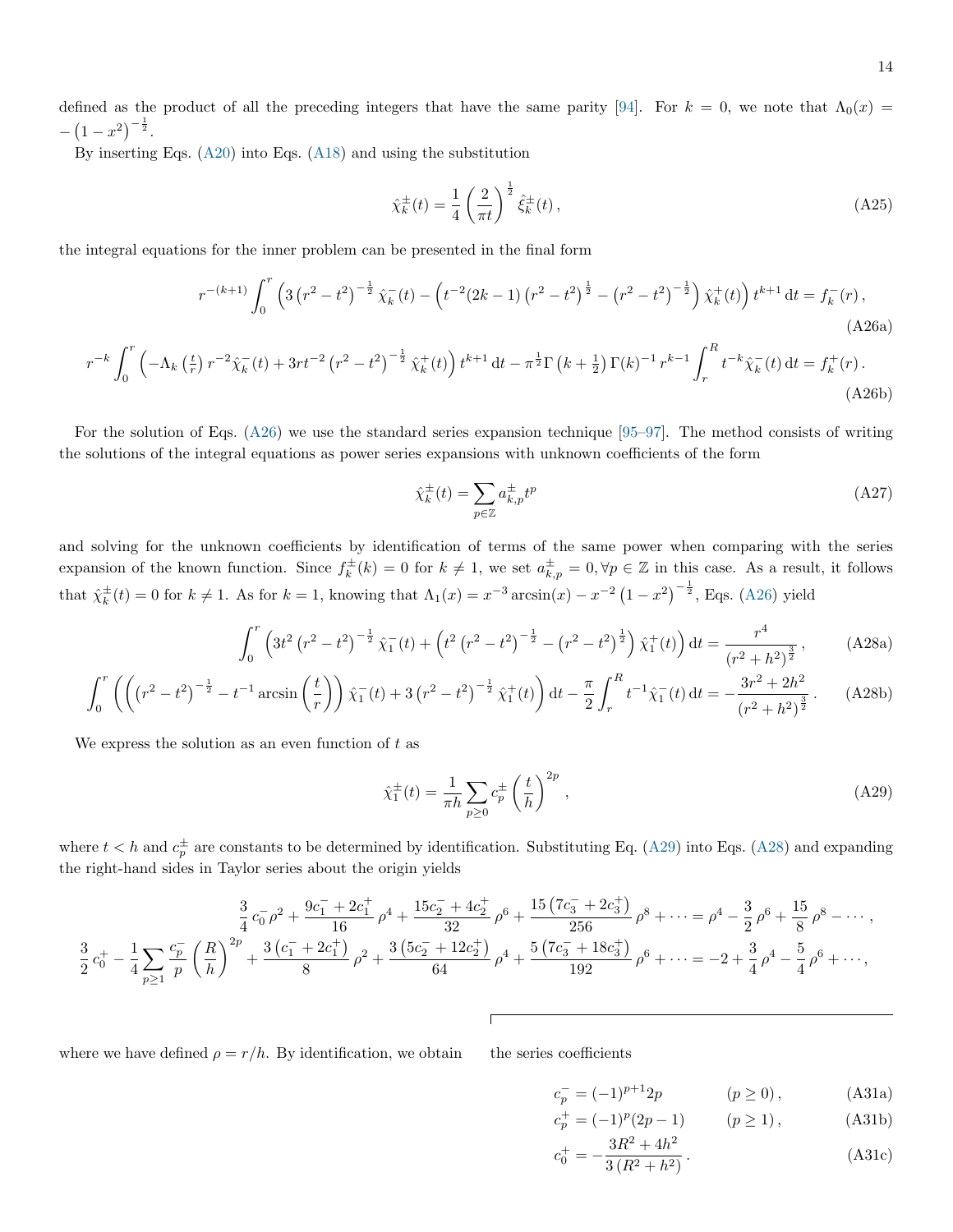defined as the product of all the preceding integers that have the same parity [94]. For $k=0$, we note that $\Lambda_0(x) = -\left(1-x^2\right)^{-\frac{1}{2}}$.

By inserting Eqs. (A20) into Eqs. (A18) and using the substitution

$$\hat{\chi}_k^{\pm}(t) = \frac{1}{4}\left(\frac{2}{\pi t}\right)^{\frac{1}{2}} \hat{\xi}_k^{\pm}(t)\,, \tag{A25}$$

the integral equations for the inner problem can be presented in the final form

$$r^{-(k+1)} \int_0^r \left(3\left(r^2-t^2\right)^{-\frac{1}{2}} \hat{\chi}_k^-(t) - \left(t^{-2}(2k-1)\left(r^2-t^2\right)^{\frac{1}{2}} - \left(r^2-t^2\right)^{-\frac{1}{2}}\right)\hat{\chi}_k^+(t)\right) t^{k+1}\,\mathrm{d}t = f_k^-(r)\,, \tag{A26a}$$

$$r^{-k}\int_0^r \left(-\Lambda_k\left(\tfrac{t}{r}\right) r^{-2}\hat{\chi}_k^-(t) + 3rt^{-2}\left(r^2-t^2\right)^{-\frac{1}{2}}\hat{\chi}_k^+(t)\right) t^{k+1}\,\mathrm{d}t - \pi^{\frac{1}{2}}\Gamma\left(k+\tfrac{1}{2}\right)\Gamma(k)^{-1}\, r^{k-1}\int_r^R t^{-k}\hat{\chi}_k^-(t)\,\mathrm{d}t = f_k^+(r)\,. \tag{A26b}$$

For the solution of Eqs. (A26) we use the standard series expansion technique [95–97]. The method consists of writing the solutions of the integral equations as power series expansions with unknown coefficients of the form

$$\hat{\chi}_k^{\pm}(t) = \sum_{p\in\mathbb{Z}} a_{k,p}^{\pm} t^p \tag{A27}$$

and solving for the unknown coefficients by identification of terms of the same power when comparing with the series expansion of the known function. Since $f_k^{\pm}(k) = 0$ for $k \neq 1$, we set $a_{k,p}^{\pm} = 0, \forall p \in \mathbb{Z}$ in this case. As a result, it follows that $\hat{\chi}_k^{\pm}(t) = 0$ for $k\neq 1$. As for $k=1$, knowing that $\Lambda_1(x) = x^{-3}\arcsin(x) - x^{-2}\left(1-x^2\right)^{-\frac{1}{2}}$, Eqs. (A26) yield

$$\int_0^r \left(3t^2\left(r^2-t^2\right)^{-\frac{1}{2}}\hat{\chi}_1^-(t) + \left(t^2\left(r^2-t^2\right)^{-\frac{1}{2}} - \left(r^2-t^2\right)^{\frac{1}{2}}\right)\hat{\chi}_1^+(t)\right)\mathrm{d}t = \frac{r^4}{\left(r^2+h^2\right)^{\frac{3}{2}}}\,, \tag{A28a}$$

$$\int_0^r \left(\left(\left(r^2-t^2\right)^{-\frac{1}{2}} - t^{-1}\arcsin\left(\frac{t}{r}\right)\right)\hat{\chi}_1^-(t) + 3\left(r^2-t^2\right)^{-\frac{1}{2}}\hat{\chi}_1^+(t)\right)\mathrm{d}t - \frac{\pi}{2}\int_r^R t^{-1}\hat{\chi}_1^-(t)\,\mathrm{d}t = -\frac{3r^2+2h^2}{\left(r^2+h^2\right)^{\frac{3}{2}}}\,. \tag{A28b}$$

We express the solution as an even function of $t$ as

$$\hat{\chi}_1^{\pm}(t) = \frac{1}{\pi h}\sum_{p\geq 0} c_p^{\pm}\left(\frac{t}{h}\right)^{2p}\,, \tag{A29}$$

where $t<h$ and $c_p^{\pm}$ are constants to be determined by identification. Substituting Eq. (A29) into Eqs. (A28) and expanding the right-hand sides in Taylor series about the origin yields

$$\frac{3}{4}\,c_0^-\,\rho^2 + \frac{9c_1^- + 2c_1^+}{16}\,\rho^4 + \frac{15c_2^- + 4c_2^+}{32}\,\rho^6 + \frac{15\left(7c_3^- + 2c_3^+\right)}{256}\,\rho^8 + \cdots = \rho^4 - \frac{3}{2}\,\rho^6 + \frac{15}{8}\,\rho^8 - \cdots\,,$$

$$\frac{3}{2}\,c_0^+ - \frac{1}{4}\sum_{p\geq 1}\frac{c_p^-}{p}\left(\frac{R}{h}\right)^{2p} + \frac{3\left(c_1^- + 2c_1^+\right)}{8}\,\rho^2 + \frac{3\left(5c_2^- + 12c_2^+\right)}{64}\,\rho^4 + \frac{5\left(7c_3^- + 18c_3^+\right)}{192}\,\rho^6 + \cdots = -2 + \frac{3}{4}\,\rho^4 - \frac{5}{4}\,\rho^6 + \cdots,$$

where we have defined $\rho = r/h$. By identification, we obtain the series coefficients

$$c_p^- = (-1)^{p+1}2p \qquad (p\geq 0)\,, \tag{A31a}$$

$$c_p^+ = (-1)^{p}(2p-1) \qquad (p\geq 1)\,, \tag{A31b}$$

$$c_0^+ = -\frac{3R^2+4h^2}{3\left(R^2+h^2\right)}\,. \tag{A31c}$$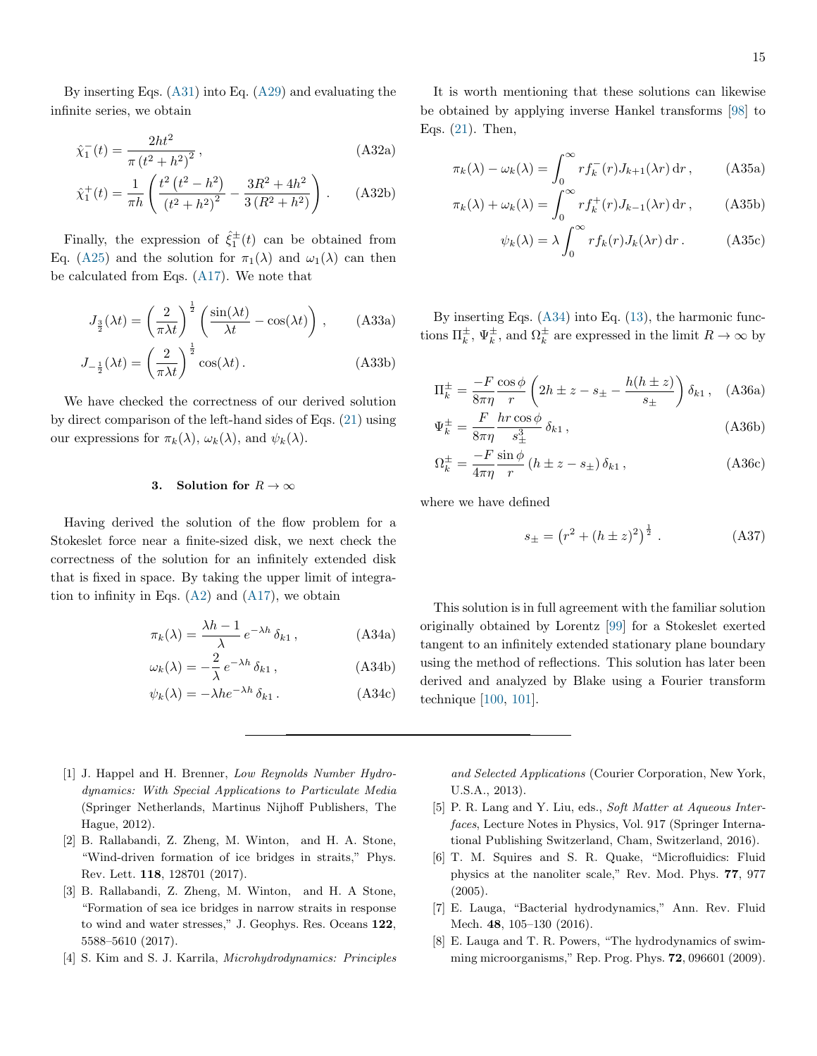By inserting Eqs. (A31) into Eq. (A29) and evaluating the infinite series, we obtain

$$\hat{\chi}_1^-(t) = \frac{2ht^2}{\pi \left(t^2+h^2\right)^2} \, , \tag{A32a}$$

$$\hat{\chi}_1^+(t) = \frac{1}{\pi h} \left( \frac{t^2\left(t^2-h^2\right)}{\left(t^2+h^2\right)^2} - \frac{3R^2+4h^2}{3\left(R^2+h^2\right)} \right) . \tag{A32b}$$

Finally, the expression of $\hat{\xi}_1^\pm(t)$ can be obtained from Eq. (A25) and the solution for $\pi_1(\lambda)$ and $\omega_1(\lambda)$ can then be calculated from Eqs. (A17). We note that

$$J_{\frac{3}{2}}(\lambda t) = \left(\frac{2}{\pi \lambda t}\right)^{\frac{1}{2}} \left( \frac{\sin(\lambda t)}{\lambda t} - \cos(\lambda t) \right) , \tag{A33a}$$

$$J_{-\frac{1}{2}}(\lambda t) = \left(\frac{2}{\pi \lambda t}\right)^{\frac{1}{2}} \cos(\lambda t) \, . \tag{A33b}$$

We have checked the correctness of our derived solution by direct comparison of the left-hand sides of Eqs. (21) using our expressions for $\pi_k(\lambda)$, $\omega_k(\lambda)$, and $\psi_k(\lambda)$.

### 3. Solution for $R \to \infty$

Having derived the solution of the flow problem for a Stokeslet force near a finite-sized disk, we next check the correctness of the solution for an infinitely extended disk that is fixed in space. By taking the upper limit of integration to infinity in Eqs. (A2) and (A17), we obtain

$$\pi_k(\lambda) = \frac{\lambda h - 1}{\lambda} \, e^{-\lambda h} \, \delta_{k1} \, , \tag{A34a}$$

$$\omega_k(\lambda) = -\frac{2}{\lambda} \, e^{-\lambda h} \, \delta_{k1} \, , \tag{A34b}$$

$$\psi_k(\lambda) = -\lambda h e^{-\lambda h} \, \delta_{k1} \, . \tag{A34c}$$

It is worth mentioning that these solutions can likewise be obtained by applying inverse Hankel transforms [98] to Eqs. (21). Then,

$$\pi_k(\lambda) - \omega_k(\lambda) = \int_0^\infty r f_k^-(r) J_{k+1}(\lambda r) \, \mathrm{d}r \, , \tag{A35a}$$

$$\pi_k(\lambda) + \omega_k(\lambda) = \int_0^\infty r f_k^+(r) J_{k-1}(\lambda r) \, \mathrm{d}r \, , \tag{A35b}$$

$$\psi_k(\lambda) = \lambda \int_0^\infty r f_k(r) J_k(\lambda r) \, \mathrm{d}r \, . \tag{A35c}$$

By inserting Eqs. (A34) into Eq. (13), the harmonic functions $\Pi_k^\pm$, $\Psi_k^\pm$, and $\Omega_k^\pm$ are expressed in the limit $R \to \infty$ by

$$\Pi_k^\pm = \frac{-F}{8\pi\eta} \frac{\cos\phi}{r} \left( 2h \pm z - s_\pm - \frac{h(h\pm z)}{s_\pm} \right) \delta_{k1} \, , \tag{A36a}$$

$$\Psi_k^\pm = \frac{F}{8\pi\eta} \frac{hr\cos\phi}{s_\pm^3} \, \delta_{k1} \, , \tag{A36b}$$

$$\Omega_k^\pm = \frac{-F}{4\pi\eta} \frac{\sin\phi}{r} \left( h \pm z - s_\pm \right) \delta_{k1} \, , \tag{A36c}$$

where we have defined

$$s_\pm = \left( r^2 + (h\pm z)^2 \right)^{\frac{1}{2}} \, . \tag{A37}$$

This solution is in full agreement with the familiar solution originally obtained by Lorentz [99] for a Stokeslet exerted tangent to an infinitely extended stationary plane boundary using the method of reflections. This solution has later been derived and analyzed by Blake using a Fourier transform technique [100, 101].

---

[1] J. Happel and H. Brenner, *Low Reynolds Number Hydrodynamics: With Special Applications to Particulate Media* (Springer Netherlands, Martinus Nijhoff Publishers, The Hague, 2012).

[2] B. Rallabandi, Z. Zheng, M. Winton, and H. A. Stone, "Wind-driven formation of ice bridges in straits," Phys. Rev. Lett. **118**, 128701 (2017).

[3] B. Rallabandi, Z. Zheng, M. Winton, and H. A Stone, "Formation of sea ice bridges in narrow straits in response to wind and water stresses," J. Geophys. Res. Oceans **122**, 5588–5610 (2017).

[4] S. Kim and S. J. Karrila, *Microhydrodynamics: Principles and Selected Applications* (Courier Corporation, New York, U.S.A., 2013).

[5] P. R. Lang and Y. Liu, eds., *Soft Matter at Aqueous Interfaces*, Lecture Notes in Physics, Vol. 917 (Springer International Publishing Switzerland, Cham, Switzerland, 2016).

[6] T. M. Squires and S. R. Quake, "Microfluidics: Fluid physics at the nanoliter scale," Rev. Mod. Phys. **77**, 977 (2005).

[7] E. Lauga, "Bacterial hydrodynamics," Ann. Rev. Fluid Mech. **48**, 105–130 (2016).

[8] E. Lauga and T. R. Powers, "The hydrodynamics of swimming microorganisms," Rep. Prog. Phys. **72**, 096601 (2009).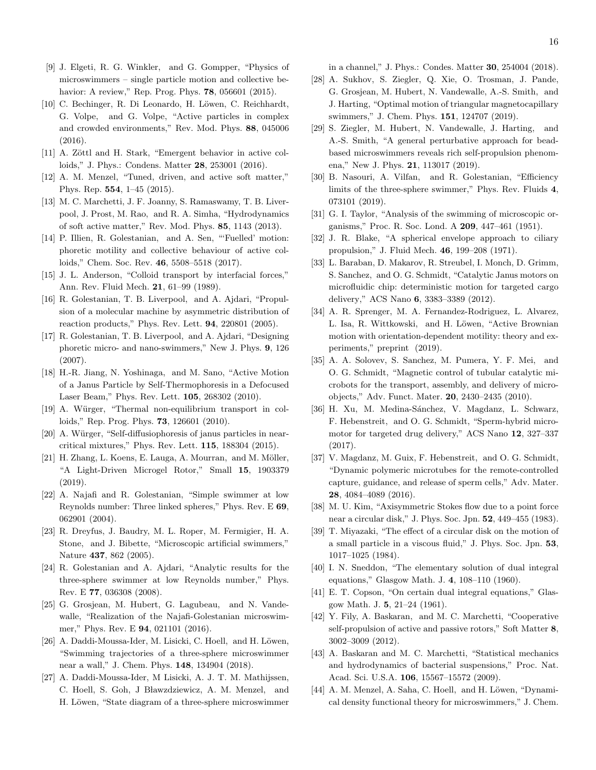[9] J. Elgeti, R. G. Winkler, and G. Gompper, "Physics of microswimmers – single particle motion and collective behavior: A review," Rep. Prog. Phys. **78**, 056601 (2015).

[10] C. Bechinger, R. Di Leonardo, H. Löwen, C. Reichhardt, G. Volpe, and G. Volpe, "Active particles in complex and crowded environments," Rev. Mod. Phys. **88**, 045006 (2016).

[11] A. Zöttl and H. Stark, "Emergent behavior in active colloids," J. Phys.: Condens. Matter **28**, 253001 (2016).

[12] A. M. Menzel, "Tuned, driven, and active soft matter," Phys. Rep. **554**, 1–45 (2015).

[13] M. C. Marchetti, J. F. Joanny, S. Ramaswamy, T. B. Liverpool, J. Prost, M. Rao, and R. A. Simha, "Hydrodynamics of soft active matter," Rev. Mod. Phys. **85**, 1143 (2013).

[14] P. Illien, R. Golestanian, and A. Sen, "'Fuelled' motion: phoretic motility and collective behaviour of active colloids," Chem. Soc. Rev. **46**, 5508–5518 (2017).

[15] J. L. Anderson, "Colloid transport by interfacial forces," Ann. Rev. Fluid Mech. **21**, 61–99 (1989).

[16] R. Golestanian, T. B. Liverpool, and A. Ajdari, "Propulsion of a molecular machine by asymmetric distribution of reaction products," Phys. Rev. Lett. **94**, 220801 (2005).

[17] R. Golestanian, T. B. Liverpool, and A. Ajdari, "Designing phoretic micro- and nano-swimmers," New J. Phys. **9**, 126 (2007).

[18] H.-R. Jiang, N. Yoshinaga, and M. Sano, "Active Motion of a Janus Particle by Self-Thermophoresis in a Defocused Laser Beam," Phys. Rev. Lett. **105**, 268302 (2010).

[19] A. Würger, "Thermal non-equilibrium transport in colloids," Rep. Prog. Phys. **73**, 126601 (2010).

[20] A. Würger, "Self-diffusiophoresis of janus particles in near-critical mixtures," Phys. Rev. Lett. **115**, 188304 (2015).

[21] H. Zhang, L. Koens, E. Lauga, A. Mourran, and M. Möller, "A Light-Driven Microgel Rotor," Small **15**, 1903379 (2019).

[22] A. Najafi and R. Golestanian, "Simple swimmer at low Reynolds number: Three linked spheres," Phys. Rev. E **69**, 062901 (2004).

[23] R. Dreyfus, J. Baudry, M. L. Roper, M. Fermigier, H. A. Stone, and J. Bibette, "Microscopic artificial swimmers," Nature **437**, 862 (2005).

[24] R. Golestanian and A. Ajdari, "Analytic results for the three-sphere swimmer at low Reynolds number," Phys. Rev. E **77**, 036308 (2008).

[25] G. Grosjean, M. Hubert, G. Lagubeau, and N. Vandewalle, "Realization of the Najafi-Golestanian microswimmer," Phys. Rev. E **94**, 021101 (2016).

[26] A. Daddi-Moussa-Ider, M. Lisicki, C. Hoell, and H. Löwen, "Swimming trajectories of a three-sphere microswimmer near a wall," J. Chem. Phys. **148**, 134904 (2018).

[27] A. Daddi-Moussa-Ider, M Lisicki, A. J. T. M. Mathijssen, C. Hoell, S. Goh, J Bławzdziewicz, A. M. Menzel, and H. Löwen, "State diagram of a three-sphere microswimmer in a channel," J. Phys.: Condes. Matter **30**, 254004 (2018).

[28] A. Sukhov, S. Ziegler, Q. Xie, O. Trosman, J. Pande, G. Grosjean, M. Hubert, N. Vandewalle, A.-S. Smith, and J. Harting, "Optimal motion of triangular magnetocapillary swimmers," J. Chem. Phys. **151**, 124707 (2019).

[29] S. Ziegler, M. Hubert, N. Vandewalle, J. Harting, and A.-S. Smith, "A general perturbative approach for bead-based microswimmers reveals rich self-propulsion phenomena," New J. Phys. **21**, 113017 (2019).

[30] B. Nasouri, A. Vilfan, and R. Golestanian, "Efficiency limits of the three-sphere swimmer," Phys. Rev. Fluids **4**, 073101 (2019).

[31] G. I. Taylor, "Analysis of the swimming of microscopic organisms," Proc. R. Soc. Lond. A **209**, 447–461 (1951).

[32] J. R. Blake, "A spherical envelope approach to ciliary propulsion," J. Fluid Mech. **46**, 199–208 (1971).

[33] L. Baraban, D. Makarov, R. Streubel, I. Monch, D. Grimm, S. Sanchez, and O. G. Schmidt, "Catalytic Janus motors on microfluidic chip: deterministic motion for targeted cargo delivery," ACS Nano **6**, 3383–3389 (2012).

[34] A. R. Sprenger, M. A. Fernandez-Rodriguez, L. Alvarez, L. Isa, R. Wittkowski, and H. Löwen, "Active Brownian motion with orientation-dependent motility: theory and experiments," preprint (2019).

[35] A. A. Solovev, S. Sanchez, M. Pumera, Y. F. Mei, and O. G. Schmidt, "Magnetic control of tubular catalytic microbots for the transport, assembly, and delivery of micro-objects," Adv. Funct. Mater. **20**, 2430–2435 (2010).

[36] H. Xu, M. Medina-Sánchez, V. Magdanz, L. Schwarz, F. Hebenstreit, and O. G. Schmidt, "Sperm-hybrid micromotor for targeted drug delivery," ACS Nano **12**, 327–337 (2017).

[37] V. Magdanz, M. Guix, F. Hebenstreit, and O. G. Schmidt, "Dynamic polymeric microtubes for the remote-controlled capture, guidance, and release of sperm cells," Adv. Mater. **28**, 4084–4089 (2016).

[38] M. U. Kim, "Axisymmetric Stokes flow due to a point force near a circular disk," J. Phys. Soc. Jpn. **52**, 449–455 (1983).

[39] T. Miyazaki, "The effect of a circular disk on the motion of a small particle in a viscous fluid," J. Phys. Soc. Jpn. **53**, 1017–1025 (1984).

[40] I. N. Sneddon, "The elementary solution of dual integral equations," Glasgow Math. J. **4**, 108–110 (1960).

[41] E. T. Copson, "On certain dual integral equations," Glasgow Math. J. **5**, 21–24 (1961).

[42] Y. Fily, A. Baskaran, and M. C. Marchetti, "Cooperative self-propulsion of active and passive rotors," Soft Matter **8**, 3002–3009 (2012).

[43] A. Baskaran and M. C. Marchetti, "Statistical mechanics and hydrodynamics of bacterial suspensions," Proc. Nat. Acad. Sci. U.S.A. **106**, 15567–15572 (2009).

[44] A. M. Menzel, A. Saha, C. Hoell, and H. Löwen, "Dynamical density functional theory for microswimmers," J. Chem.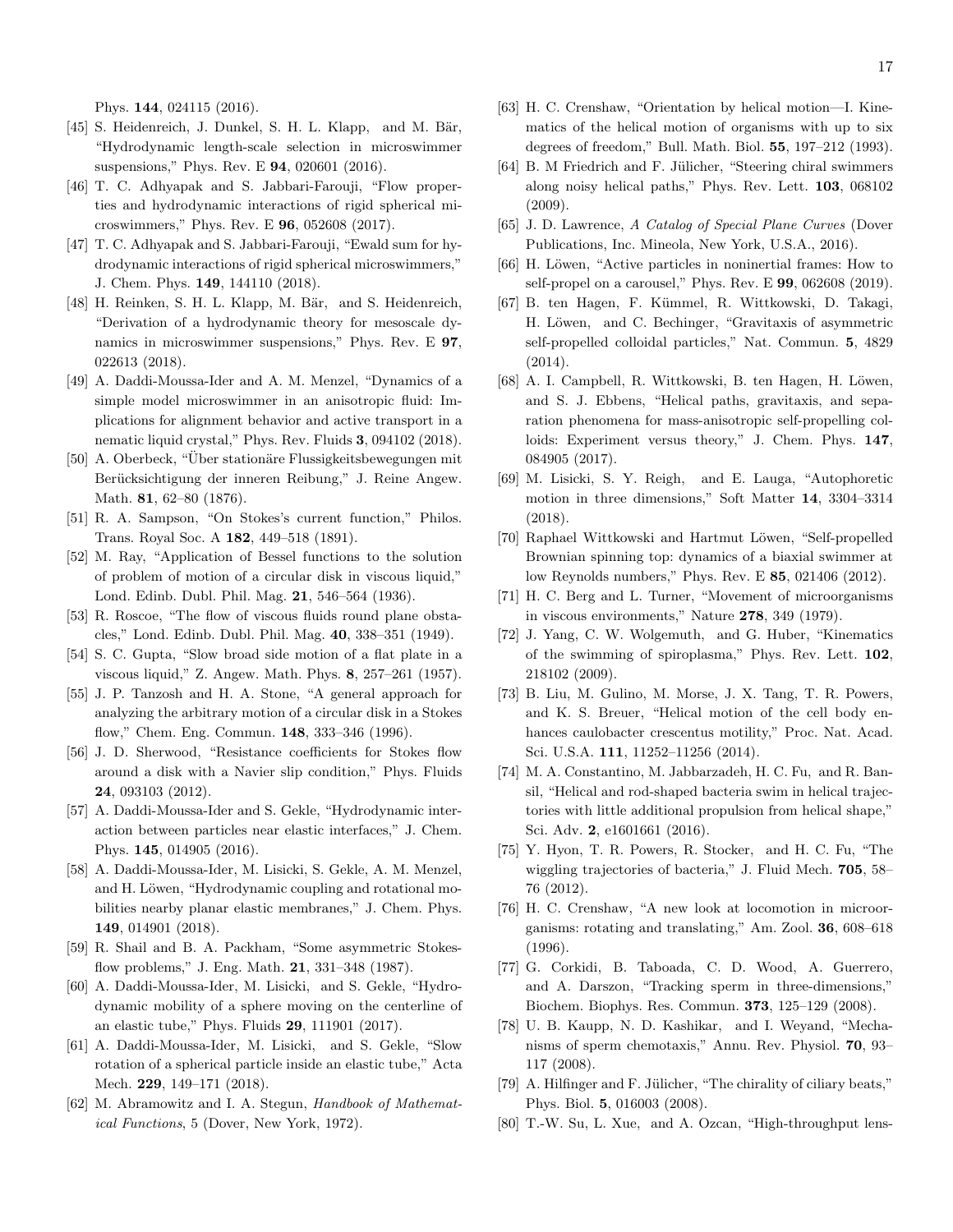Phys. **144**, 024115 (2016).

[45] S. Heidenreich, J. Dunkel, S. H. L. Klapp, and M. Bär, "Hydrodynamic length-scale selection in microswimmer suspensions," Phys. Rev. E **94**, 020601 (2016).

[46] T. C. Adhyapak and S. Jabbari-Farouji, "Flow properties and hydrodynamic interactions of rigid spherical microswimmers," Phys. Rev. E **96**, 052608 (2017).

[47] T. C. Adhyapak and S. Jabbari-Farouji, "Ewald sum for hydrodynamic interactions of rigid spherical microswimmers," J. Chem. Phys. **149**, 144110 (2018).

[48] H. Reinken, S. H. L. Klapp, M. Bär, and S. Heidenreich, "Derivation of a hydrodynamic theory for mesoscale dynamics in microswimmer suspensions," Phys. Rev. E **97**, 022613 (2018).

[49] A. Daddi-Moussa-Ider and A. M. Menzel, "Dynamics of a simple model microswimmer in an anisotropic fluid: Implications for alignment behavior and active transport in a nematic liquid crystal," Phys. Rev. Fluids **3**, 094102 (2018).

[50] A. Oberbeck, "Über stationäre Flussigkeitsbewegungen mit Berücksichtigung der inneren Reibung," J. Reine Angew. Math. **81**, 62–80 (1876).

[51] R. A. Sampson, "On Stokes's current function," Philos. Trans. Royal Soc. A **182**, 449–518 (1891).

[52] M. Ray, "Application of Bessel functions to the solution of problem of motion of a circular disk in viscous liquid," Lond. Edinb. Dubl. Phil. Mag. **21**, 546–564 (1936).

[53] R. Roscoe, "The flow of viscous fluids round plane obstacles," Lond. Edinb. Dubl. Phil. Mag. **40**, 338–351 (1949).

[54] S. C. Gupta, "Slow broad side motion of a flat plate in a viscous liquid," Z. Angew. Math. Phys. **8**, 257–261 (1957).

[55] J. P. Tanzosh and H. A. Stone, "A general approach for analyzing the arbitrary motion of a circular disk in a Stokes flow," Chem. Eng. Commun. **148**, 333–346 (1996).

[56] J. D. Sherwood, "Resistance coefficients for Stokes flow around a disk with a Navier slip condition," Phys. Fluids **24**, 093103 (2012).

[57] A. Daddi-Moussa-Ider and S. Gekle, "Hydrodynamic interaction between particles near elastic interfaces," J. Chem. Phys. **145**, 014905 (2016).

[58] A. Daddi-Moussa-Ider, M. Lisicki, S. Gekle, A. M. Menzel, and H. Löwen, "Hydrodynamic coupling and rotational mobilities nearby planar elastic membranes," J. Chem. Phys. **149**, 014901 (2018).

[59] R. Shail and B. A. Packham, "Some asymmetric Stokes-flow problems," J. Eng. Math. **21**, 331–348 (1987).

[60] A. Daddi-Moussa-Ider, M. Lisicki, and S. Gekle, "Hydrodynamic mobility of a sphere moving on the centerline of an elastic tube," Phys. Fluids **29**, 111901 (2017).

[61] A. Daddi-Moussa-Ider, M. Lisicki, and S. Gekle, "Slow rotation of a spherical particle inside an elastic tube," Acta Mech. **229**, 149–171 (2018).

[62] M. Abramowitz and I. A. Stegun, *Handbook of Mathematical Functions*, 5 (Dover, New York, 1972).

[63] H. C. Crenshaw, "Orientation by helical motion—I. Kinematics of the helical motion of organisms with up to six degrees of freedom," Bull. Math. Biol. **55**, 197–212 (1993).

[64] B. M Friedrich and F. Jülicher, "Steering chiral swimmers along noisy helical paths," Phys. Rev. Lett. **103**, 068102 (2009).

[65] J. D. Lawrence, *A Catalog of Special Plane Curves* (Dover Publications, Inc. Mineola, New York, U.S.A., 2016).

[66] H. Löwen, "Active particles in noninertial frames: How to self-propel on a carousel," Phys. Rev. E **99**, 062608 (2019).

[67] B. ten Hagen, F. Kümmel, R. Wittkowski, D. Takagi, H. Löwen, and C. Bechinger, "Gravitaxis of asymmetric self-propelled colloidal particles," Nat. Commun. **5**, 4829 (2014).

[68] A. I. Campbell, R. Wittkowski, B. ten Hagen, H. Löwen, and S. J. Ebbens, "Helical paths, gravitaxis, and separation phenomena for mass-anisotropic self-propelling colloids: Experiment versus theory," J. Chem. Phys. **147**, 084905 (2017).

[69] M. Lisicki, S. Y. Reigh, and E. Lauga, "Autophoretic motion in three dimensions," Soft Matter **14**, 3304–3314 (2018).

[70] Raphael Wittkowski and Hartmut Löwen, "Self-propelled Brownian spinning top: dynamics of a biaxial swimmer at low Reynolds numbers," Phys. Rev. E **85**, 021406 (2012).

[71] H. C. Berg and L. Turner, "Movement of microorganisms in viscous environments," Nature **278**, 349 (1979).

[72] J. Yang, C. W. Wolgemuth, and G. Huber, "Kinematics of the swimming of spiroplasma," Phys. Rev. Lett. **102**, 218102 (2009).

[73] B. Liu, M. Gulino, M. Morse, J. X. Tang, T. R. Powers, and K. S. Breuer, "Helical motion of the cell body enhances caulobacter crescentus motility," Proc. Nat. Acad. Sci. U.S.A. **111**, 11252–11256 (2014).

[74] M. A. Constantino, M. Jabbarzadeh, H. C. Fu, and R. Bansil, "Helical and rod-shaped bacteria swim in helical trajectories with little additional propulsion from helical shape," Sci. Adv. **2**, e1601661 (2016).

[75] Y. Hyon, T. R. Powers, R. Stocker, and H. C. Fu, "The wiggling trajectories of bacteria," J. Fluid Mech. **705**, 58–76 (2012).

[76] H. C. Crenshaw, "A new look at locomotion in microorganisms: rotating and translating," Am. Zool. **36**, 608–618 (1996).

[77] G. Corkidi, B. Taboada, C. D. Wood, A. Guerrero, and A. Darszon, "Tracking sperm in three-dimensions," Biochem. Biophys. Res. Commun. **373**, 125–129 (2008).

[78] U. B. Kaupp, N. D. Kashikar, and I. Weyand, "Mechanisms of sperm chemotaxis," Annu. Rev. Physiol. **70**, 93–117 (2008).

[79] A. Hilfinger and F. Jülicher, "The chirality of ciliary beats," Phys. Biol. **5**, 016003 (2008).

[80] T.-W. Su, L. Xue, and A. Ozcan, "High-throughput lens-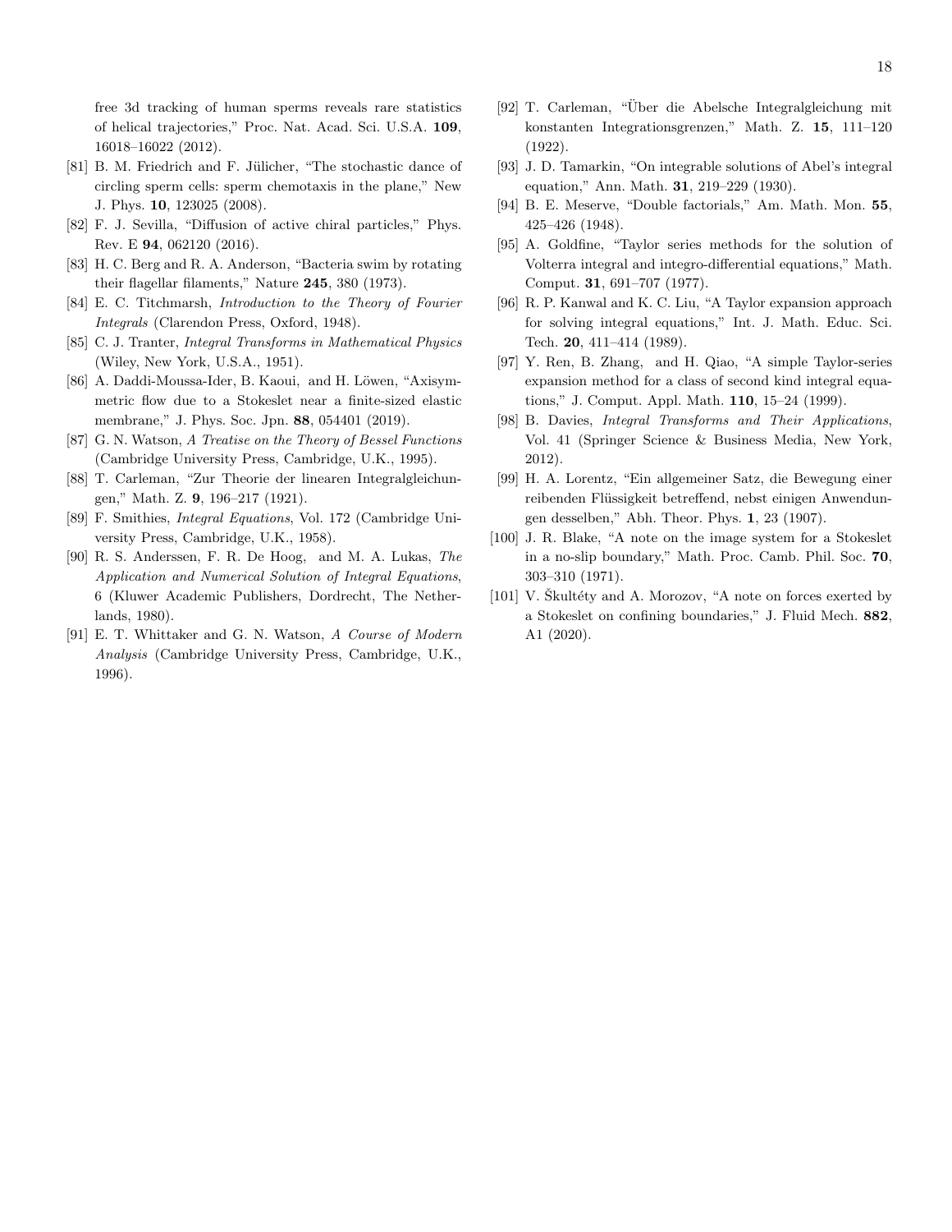free 3d tracking of human sperms reveals rare statistics of helical trajectories," Proc. Nat. Acad. Sci. U.S.A. **109**, 16018–16022 (2012).

[81] B. M. Friedrich and F. Jülicher, "The stochastic dance of circling sperm cells: sperm chemotaxis in the plane," New J. Phys. **10**, 123025 (2008).

[82] F. J. Sevilla, "Diffusion of active chiral particles," Phys. Rev. E **94**, 062120 (2016).

[83] H. C. Berg and R. A. Anderson, "Bacteria swim by rotating their flagellar filaments," Nature **245**, 380 (1973).

[84] E. C. Titchmarsh, *Introduction to the Theory of Fourier Integrals* (Clarendon Press, Oxford, 1948).

[85] C. J. Tranter, *Integral Transforms in Mathematical Physics* (Wiley, New York, U.S.A., 1951).

[86] A. Daddi-Moussa-Ider, B. Kaoui, and H. Löwen, "Axisymmetric flow due to a Stokeslet near a finite-sized elastic membrane," J. Phys. Soc. Jpn. **88**, 054401 (2019).

[87] G. N. Watson, *A Treatise on the Theory of Bessel Functions* (Cambridge University Press, Cambridge, U.K., 1995).

[88] T. Carleman, "Zur Theorie der linearen Integralgleichungen," Math. Z. **9**, 196–217 (1921).

[89] F. Smithies, *Integral Equations*, Vol. 172 (Cambridge University Press, Cambridge, U.K., 1958).

[90] R. S. Anderssen, F. R. De Hoog, and M. A. Lukas, *The Application and Numerical Solution of Integral Equations*, 6 (Kluwer Academic Publishers, Dordrecht, The Netherlands, 1980).

[91] E. T. Whittaker and G. N. Watson, *A Course of Modern Analysis* (Cambridge University Press, Cambridge, U.K., 1996).

[92] T. Carleman, "Über die Abelsche Integralgleichung mit konstanten Integrationsgrenzen," Math. Z. **15**, 111–120 (1922).

[93] J. D. Tamarkin, "On integrable solutions of Abel's integral equation," Ann. Math. **31**, 219–229 (1930).

[94] B. E. Meserve, "Double factorials," Am. Math. Mon. **55**, 425–426 (1948).

[95] A. Goldfine, "Taylor series methods for the solution of Volterra integral and integro-differential equations," Math. Comput. **31**, 691–707 (1977).

[96] R. P. Kanwal and K. C. Liu, "A Taylor expansion approach for solving integral equations," Int. J. Math. Educ. Sci. Tech. **20**, 411–414 (1989).

[97] Y. Ren, B. Zhang, and H. Qiao, "A simple Taylor-series expansion method for a class of second kind integral equations," J. Comput. Appl. Math. **110**, 15–24 (1999).

[98] B. Davies, *Integral Transforms and Their Applications*, Vol. 41 (Springer Science & Business Media, New York, 2012).

[99] H. A. Lorentz, "Ein allgemeiner Satz, die Bewegung einer reibenden Flüssigkeit betreffend, nebst einigen Anwendungen desselben," Abh. Theor. Phys. **1**, 23 (1907).

[100] J. R. Blake, "A note on the image system for a Stokeslet in a no-slip boundary," Math. Proc. Camb. Phil. Soc. **70**, 303–310 (1971).

[101] V. Škultéty and A. Morozov, "A note on forces exerted by a Stokeslet on confining boundaries," J. Fluid Mech. **882**, A1 (2020).